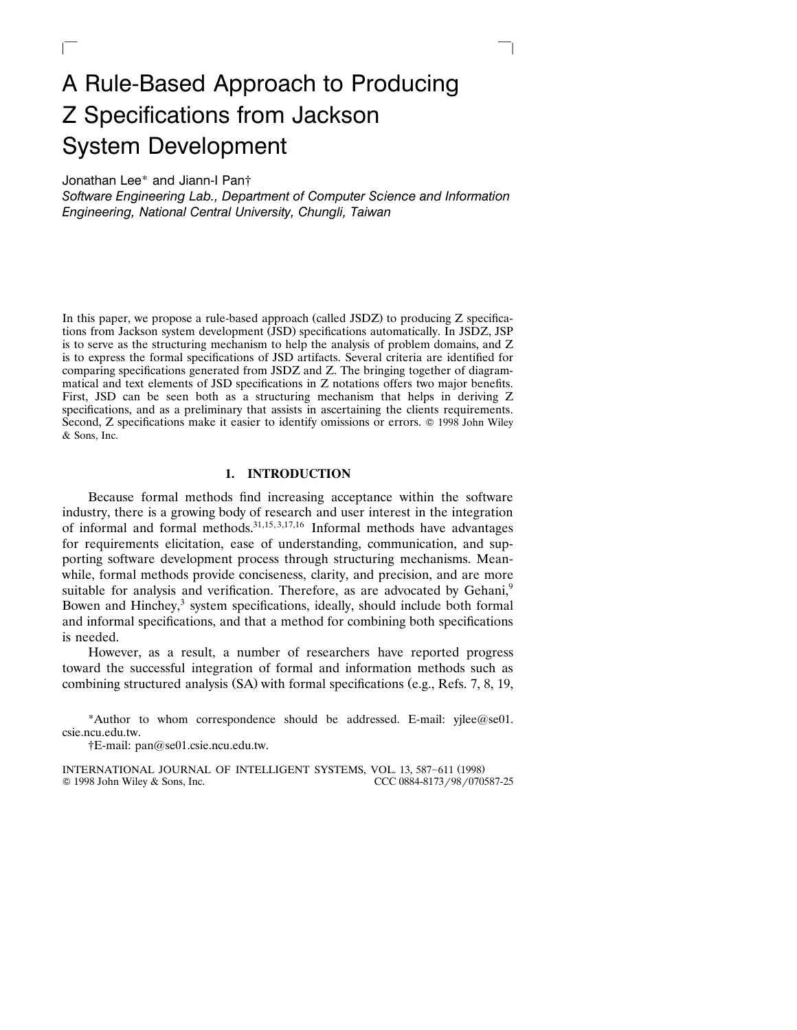# A Rule-Based Approach to Producing Z Specifications from Jackson System Development

Jonathan Lee* and Jiann-I Pan†

*Software Engineering Lab., Department of Computer Science and Information Engineering, National Central University, Chungli, Taiwan*

In this paper, we propose a rule-based approach (called JSDZ) to producing Z specifications from Jackson system development (JSD) specifications automatically. In JSDZ, JSP is to serve as the structuring mechanism to help the analysis of problem domains, and Z is to express the formal specifications of JSD artifacts. Several criteria are identified for comparing specifications generated from JSDZ and Z. The bringing together of diagrammatical and text elements of JSD specifications in Z notations offers two major benefits. First, JSD can be seen both as a structuring mechanism that helps in deriving Z specifications, and as a preliminary that assists in ascertaining the clients requirements. Second, Z specifications make it easier to identify omissions or errors. © 1998 John Wiley & Sons, Inc.

## 1. INTRODUCTION

Because formal methods find increasing acceptance within the software industry, there is a growing body of research and user interest in the integration of informal and formal methods.[31,15,3,17,16] Informal methods have advantages for requirements elicitation, ease of understanding, communication, and supporting software development process through structuring mechanisms. Meanwhile, formal methods provide conciseness, clarity, and precision, and are more suitable for analysis and verification. Therefore, as are advocated by Gehani,[9] Bowen and Hinchey,[3] system specifications, ideally, should include both formal and informal specifications, and that a method for combining both specifications is needed.

However, as a result, a number of researchers have reported progress toward the successful integration of formal and information methods such as combining structured analysis (SA) with formal specifications (e.g., Refs. 7, 8, 19,

*Author to whom correspondence should be addressed. E-mail: yjlee@se01.csie.ncu.edu.tw.

†E-mail: pan@se01.csie.ncu.edu.tw.

INTERNATIONAL JOURNAL OF INTELLIGENT SYSTEMS, VOL. 13, 587–611 (1998)
© 1998 John Wiley & Sons, Inc. CCC 0884-8173/98/070587-25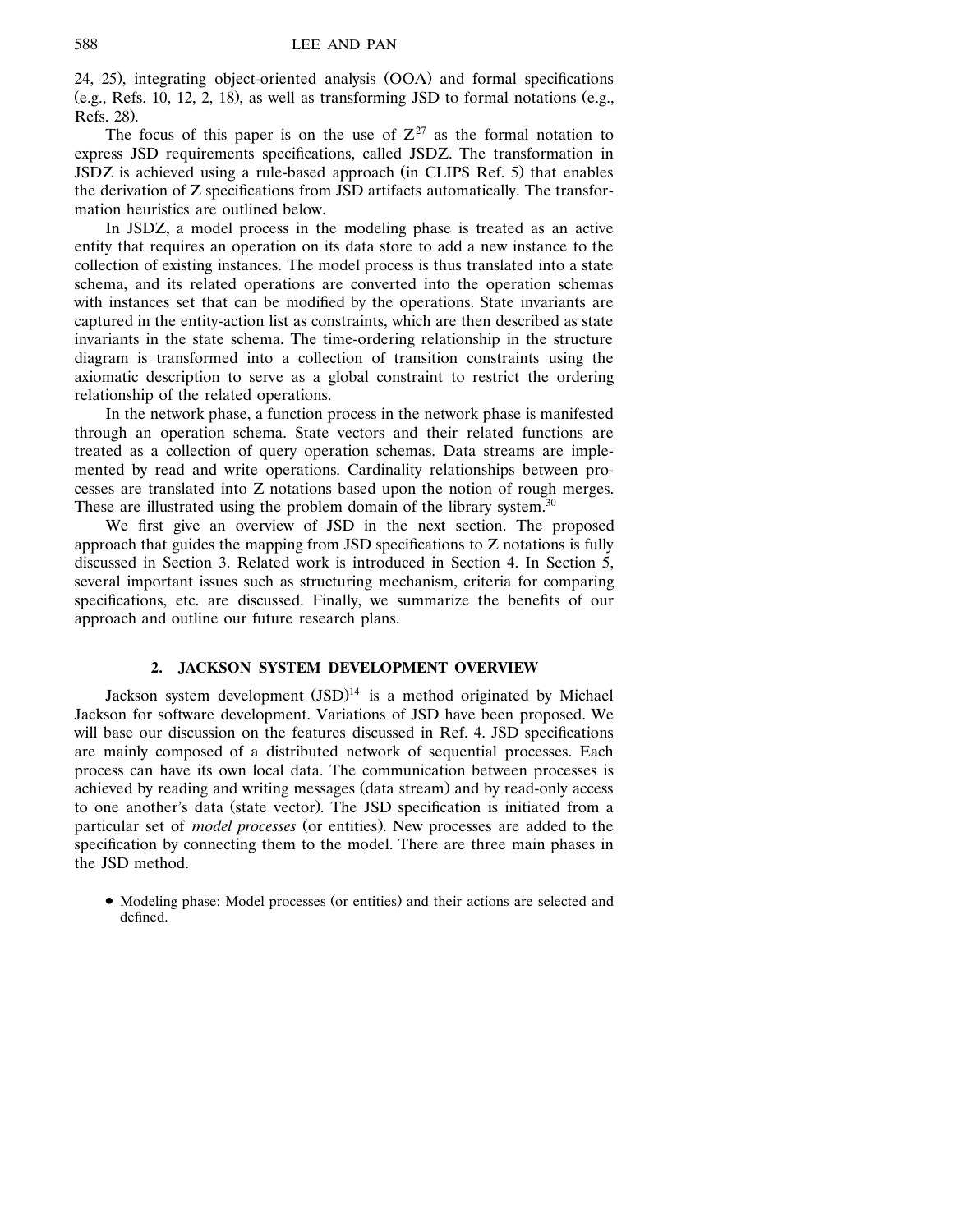24, 25), integrating object-oriented analysis (OOA) and formal specifications (e.g., Refs. 10, 12, 2, 18), as well as transforming JSD to formal notations (e.g., Refs. 28).

The focus of this paper is on the use of Z[27] as the formal notation to express JSD requirements specifications, called JSDZ. The transformation in JSDZ is achieved using a rule-based approach (in CLIPS Ref. 5) that enables the derivation of Z specifications from JSD artifacts automatically. The transformation heuristics are outlined below.

In JSDZ, a model process in the modeling phase is treated as an active entity that requires an operation on its data store to add a new instance to the collection of existing instances. The model process is thus translated into a state schema, and its related operations are converted into the operation schemas with instances set that can be modified by the operations. State invariants are captured in the entity-action list as constraints, which are then described as state invariants in the state schema. The time-ordering relationship in the structure diagram is transformed into a collection of transition constraints using the axiomatic description to serve as a global constraint to restrict the ordering relationship of the related operations.

In the network phase, a function process in the network phase is manifested through an operation schema. State vectors and their related functions are treated as a collection of query operation schemas. Data streams are implemented by read and write operations. Cardinality relationships between processes are translated into Z notations based upon the notion of rough merges. These are illustrated using the problem domain of the library system.[30]

We first give an overview of JSD in the next section. The proposed approach that guides the mapping from JSD specifications to Z notations is fully discussed in Section 3. Related work is introduced in Section 4. In Section 5, several important issues such as structuring mechanism, criteria for comparing specifications, etc. are discussed. Finally, we summarize the benefits of our approach and outline our future research plans.

## 2. JACKSON SYSTEM DEVELOPMENT OVERVIEW

Jackson system development (JSD)[14] is a method originated by Michael Jackson for software development. Variations of JSD have been proposed. We will base our discussion on the features discussed in Ref. 4. JSD specifications are mainly composed of a distributed network of sequential processes. Each process can have its own local data. The communication between processes is achieved by reading and writing messages (data stream) and by read-only access to one another's data (state vector). The JSD specification is initiated from a particular set of *model processes* (or entities). New processes are added to the specification by connecting them to the model. There are three main phases in the JSD method.

- Modeling phase: Model processes (or entities) and their actions are selected and defined.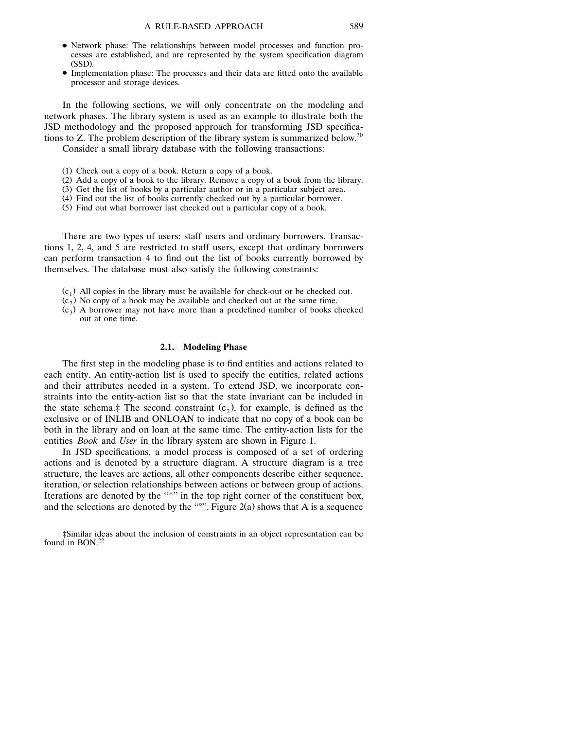- Network phase: The relationships between model processes and function processes are established, and are represented by the system specification diagram (SSD).
- Implementation phase: The processes and their data are fitted onto the available processor and storage devices.

In the following sections, we will only concentrate on the modeling and network phases. The library system is used as an example to illustrate both the JSD methodology and the proposed approach for transforming JSD specifications to Z. The problem description of the library system is summarized below.[30]

Consider a small library database with the following transactions:

(1) Check out a copy of a book. Return a copy of a book.
(2) Add a copy of a book to the library. Remove a copy of a book from the library.
(3) Get the list of books by a particular author or in a particular subject area.
(4) Find out the list of books currently checked out by a particular borrower.
(5) Find out what borrower last checked out a particular copy of a book.

There are two types of users: staff users and ordinary borrowers. Transactions 1, 2, 4, and 5 are restricted to staff users, except that ordinary borrowers can perform transaction 4 to find out the list of books currently borrowed by themselves. The database must also satisfy the following constraints:

($c_1$) All copies in the library must be available for check-out or be checked out.
($c_2$) No copy of a book may be available and checked out at the same time.
($c_3$) A borrower may not have more than a predefined number of books checked out at one time.

### 2.1. Modeling Phase

The first step in the modeling phase is to find entities and actions related to each entity. An entity-action list is used to specify the entities, related actions and their attributes needed in a system. To extend JSD, we incorporate constraints into the entity-action list so that the state invariant can be included in the state schema.‡ The second constraint ($c_2$), for example, is defined as the exclusive or of INLIB and ONLOAN to indicate that no copy of a book can be both in the library and on loan at the same time. The entity-action lists for the entities *Book* and *User* in the library system are shown in Figure 1.

In JSD specifications, a model process is composed of a set of ordering actions and is denoted by a structure diagram. A structure diagram is a tree structure, the leaves are actions, all other components describe either sequence, iteration, or selection relationships between actions or between group of actions. Iterations are denoted by the "*" in the top right corner of the constituent box, and the selections are denoted by the "°". Figure 2(a) shows that A is a sequence

‡Similar ideas about the inclusion of constraints in an object representation can be found in BON.[22]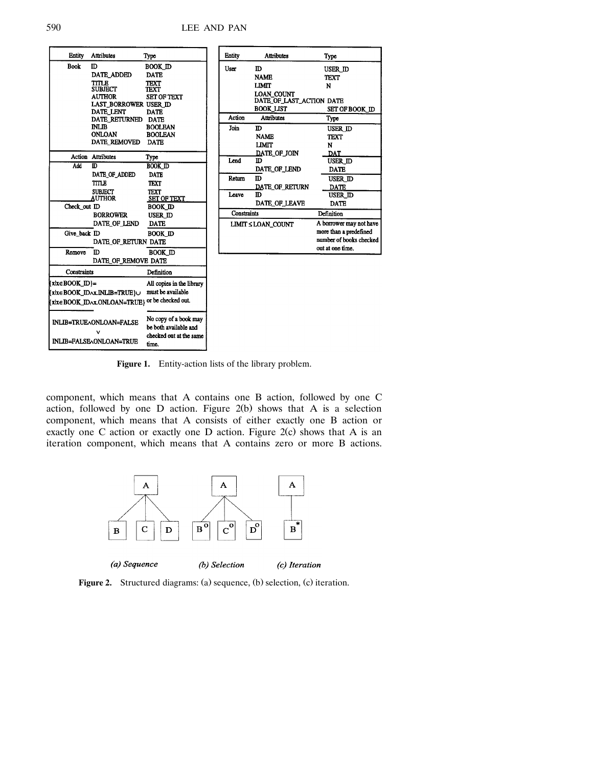| Entity | Attributes | Type |
|---|---|---|
| Book | ID | BOOK_ID |
| | DATE_ADDED | DATE |
| | TITLE | TEXT |
| | SUBJECT | TEXT |
| | AUTHOR | SET OF TEXT |
| | LAST_BORROWER | USER_ID |
| | DATE_LENT | DATE |
| | DATE_RETURNED | DATE |
| | INLIB | BOOLEAN |
| | ONLOAN | BOOLEAN |
| | DATE_REMOVED | DATE |
| **Action** | **Attributes** | **Type** |
| Add | ID | BOOK_ID |
| | DATE_OF_ADDED | DATE |
| | TITLE | TEXT |
| | SUBJECT | TEXT |
| | AUTHOR | SET OF TEXT |
| Check_out | ID | BOOK_ID |
| | BORROWER | USER_ID |
| | DATE_OF_LEND | DATE |
| Give_back | ID | BOOK_ID |
| | DATE_OF_RETURN | DATE |
| Remove | ID | BOOK_ID |
| | DATE_OF_REMOVE | DATE |

| Constraints | Definition |
|---|---|
| $\{x \mid x \in BOOK\_ID\} = \{x \mid x \in BOOK\_ID \wedge x.INLIB = TRUE\} \cup \{x \mid x \in BOOK\_ID \wedge x.ONLOAN = TRUE\}$ | All copies in the library must be available or be checked out. |
| $INLIB = TRUE \wedge ONLOAN = FALSE \vee INLIB = FALSE \wedge ONLOAN = TRUE$ | No copy of a book may be both available and checked out at the same time. |

| Entity | Attributes | Type |
|---|---|---|
| User | ID | USER_ID |
| | NAME | TEXT |
| | LIMIT | N |
| | LOAN_COUNT | |
| | DATE_OF_LAST_ACTION | DATE |
| | BOOK_LIST | SET OF BOOK_ID |
| **Action** | **Attributes** | **Type** |
| Join | ID | USER_ID |
| | NAME | TEXT |
| | LIMIT | N |
| | DATE_OF_JOIN | DAT |
| Lend | ID | USER_ID |
| | DATE_OF_LEND | DATE |
| Return | ID | USER_ID |
| | DATE_OF_RETURN | DATE |
| Leave | ID | USER_ID |
| | DATE_OF_LEAVE | DATE |

| Constraints | Definition |
|---|---|
| $LIMIT \leq LOAN\_COUNT$ | A borrower may not have more than a predefined number of books checked out at one time. |

**Figure 1.** Entity-action lists of the library problem.

component, which means that A contains one B action, followed by one C action, followed by one D action. Figure 2(b) shows that A is a selection component, which means that A consists of either exactly one B action or exactly one C action or exactly one D action. Figure 2(c) shows that A is an iteration component, which means that A contains zero or more B actions.

*(a) Sequence* *(b) Selection* *(c) Iteration*

**Figure 2.** Structured diagrams: (a) sequence, (b) selection, (c) iteration.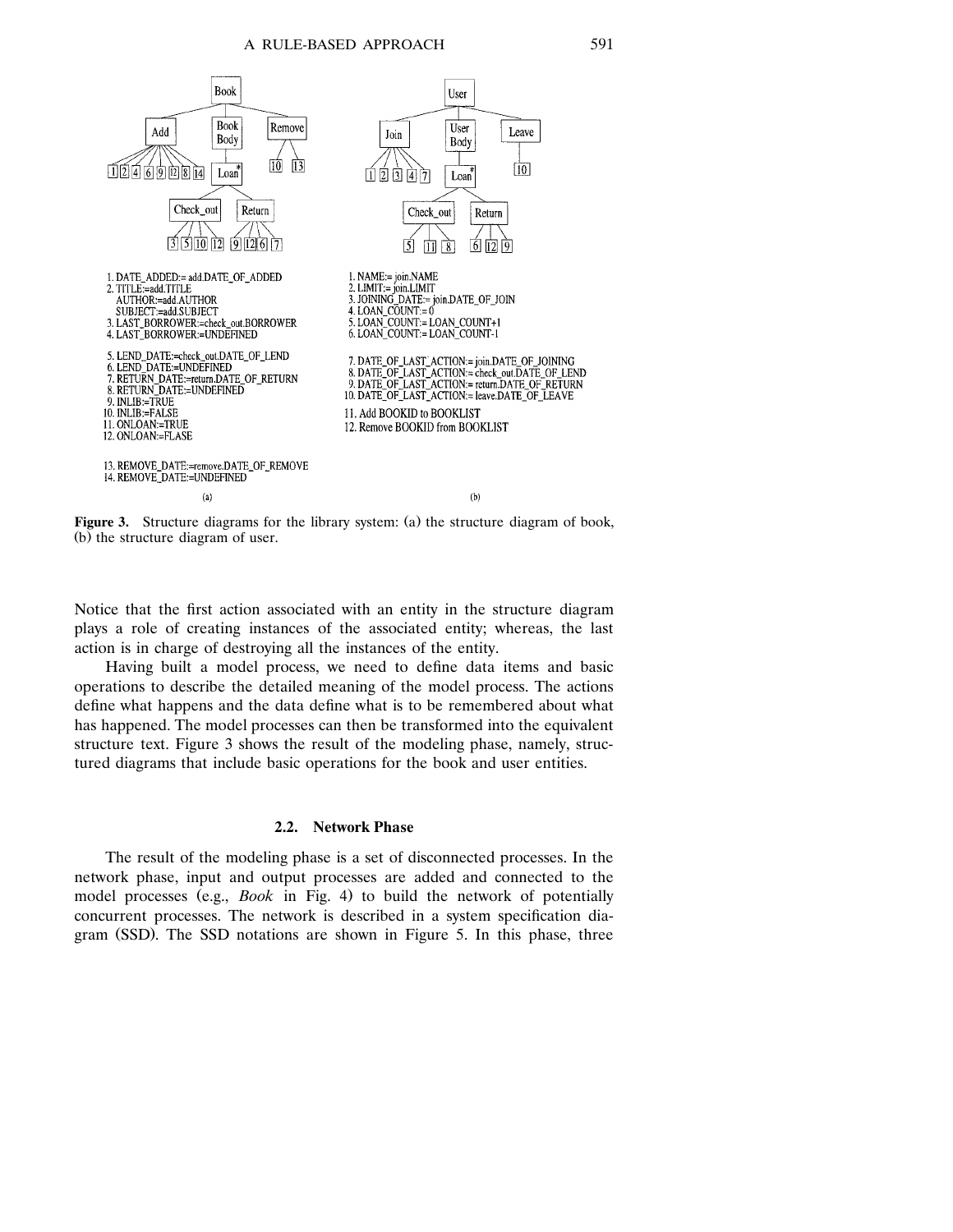Book

Add | Book Body | Remove

1 2 4 6 9 12 8 14 | Loan* | 10 13

Check_out | Return

3 5 10 12 | 9 12 6 7

1. DATE_ADDED:= add.DATE_OF_ADDED
2. TITLE:=add.TITLE
   AUTHOR:=add.AUTHOR
   SUBJECT:=add.SUBJECT
3. LAST_BORROWER:=check_out.BORROWER
4. LAST_BORROWER:=UNDEFINED
5. LEND_DATE:=check_out.DATE_OF_LEND
6. LEND_DATE:=UNDEFINED
7. RETURN_DATE:=return.DATE_OF_RETURN
8. RETURN_DATE:=UNDEFINED
9. INLIB:=TRUE
10. INLIB:=FALSE
11. ONLOAN:=TRUE
12. ONLOAN:=FLASE
13. REMOVE_DATE:=remove.DATE_OF_REMOVE
14. REMOVE_DATE:=UNDEFINED

(a)

User

Join | User Body | Leave

1 2 3 4 7 | Loan* | 10

Check_out | Return

5 11 8 | 6 12 9

1. NAME:= join.NAME
2. LIMIT:= join.LIMIT
3. JOINING_DATE:= join.DATE_OF_JOIN
4. LOAN_COUNT:= 0
5. LOAN_COUNT:= LOAN_COUNT+1
6. LOAN_COUNT:= LOAN_COUNT-1
7. DATE_OF_LAST_ACTION:= join.DATE_OF_JOINING
8. DATE_OF_LAST_ACTION:= check_out.DATE_OF_LEND
9. DATE_OF_LAST_ACTION:= return.DATE_OF_RETURN
10. DATE_OF_LAST_ACTION:= leave.DATE_OF_LEAVE
11. Add BOOKID to BOOKLIST
12. Remove BOOKID from BOOKLIST

(b)

**Figure 3.** Structure diagrams for the library system: (a) the structure diagram of book, (b) the structure diagram of user.

Notice that the first action associated with an entity in the structure diagram plays a role of creating instances of the associated entity; whereas, the last action is in charge of destroying all the instances of the entity.

Having built a model process, we need to define data items and basic operations to describe the detailed meaning of the model process. The actions define what happens and the data define what is to be remembered about what has happened. The model processes can then be transformed into the equivalent structure text. Figure 3 shows the result of the modeling phase, namely, structured diagrams that include basic operations for the book and user entities.

### 2.2. Network Phase

The result of the modeling phase is a set of disconnected processes. In the network phase, input and output processes are added and connected to the model processes (e.g., *Book* in Fig. 4) to build the network of potentially concurrent processes. The network is described in a system specification diagram (SSD). The SSD notations are shown in Figure 5. In this phase, three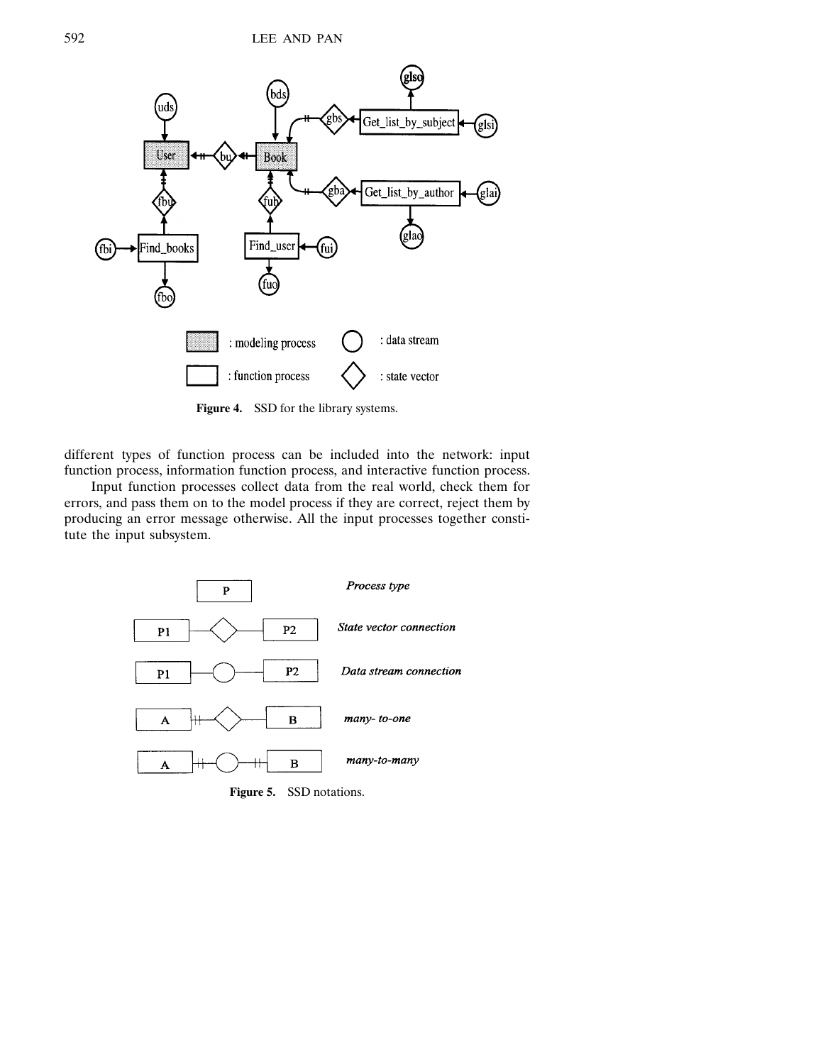Figure 4. SSD for the library systems.

different types of function process can be included into the network: input function process, information function process, and interactive function process.

Input function processes collect data from the real world, check them for errors, and pass them on to the model process if they are correct, reject them by producing an error message otherwise. All the input processes together constitute the input subsystem.

Figure 5. SSD notations.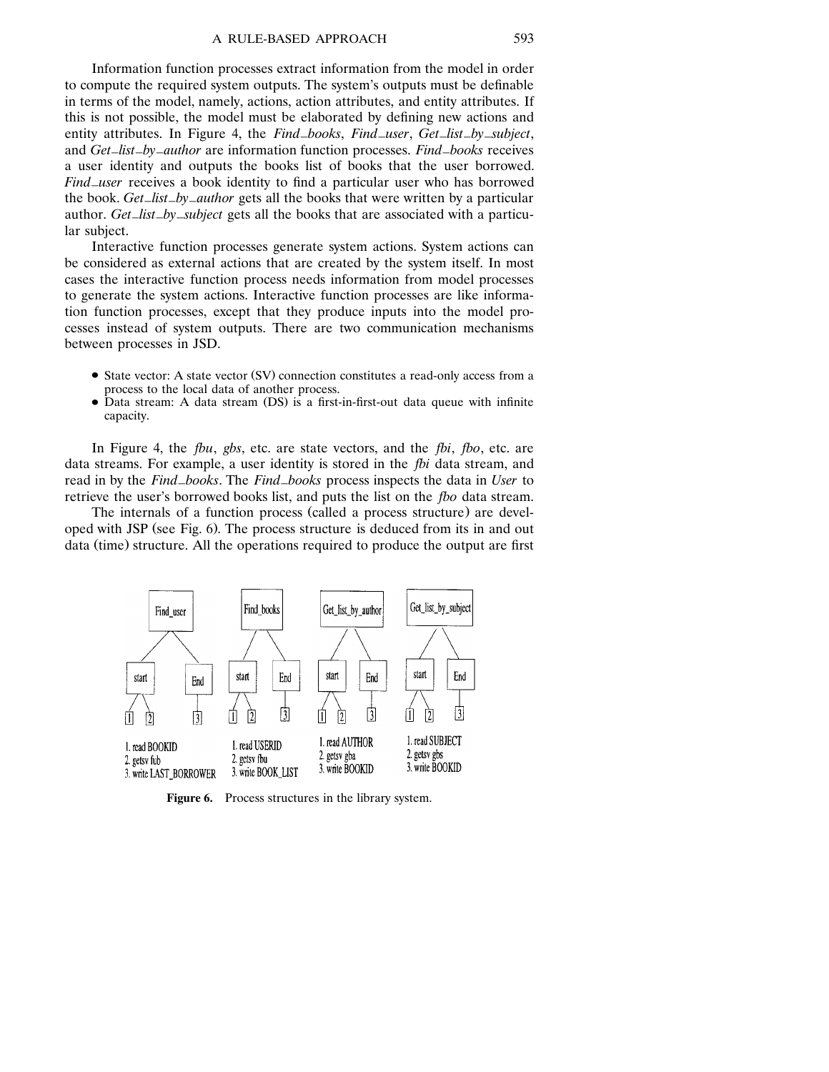Information function processes extract information from the model in order to compute the required system outputs. The system's outputs must be definable in terms of the model, namely, actions, action attributes, and entity attributes. If this is not possible, the model must be elaborated by defining new actions and entity attributes. In Figure 4, the *Find_books*, *Find_user*, *Get_list_by_subject*, and *Get_list_by_author* are information function processes. *Find_books* receives a user identity and outputs the books list of books that the user borrowed. *Find_user* receives a book identity to find a particular user who has borrowed the book. *Get_list_by_author* gets all the books that were written by a particular author. *Get_list_by_subject* gets all the books that are associated with a particular subject.

Interactive function processes generate system actions. System actions can be considered as external actions that are created by the system itself. In most cases the interactive function process needs information from model processes to generate the system actions. Interactive function processes are like information function processes, except that they produce inputs into the model processes instead of system outputs. There are two communication mechanisms between processes in JSD.

- State vector: A state vector (SV) connection constitutes a read-only access from a process to the local data of another process.
- Data stream: A data stream (DS) is a first-in-first-out data queue with infinite capacity.

In Figure 4, the *fbu*, *gbs*, etc. are state vectors, and the *fbi*, *fbo*, etc. are data streams. For example, a user identity is stored in the *fbi* data stream, and read in by the *Find_books*. The *Find_books* process inspects the data in *User* to retrieve the user's borrowed books list, and puts the list on the *fbo* data stream.

The internals of a function process (called a process structure) are developed with JSP (see Fig. 6). The process structure is deduced from its in and out data (time) structure. All the operations required to produce the output are first

**Figure 6.** Process structures in the library system.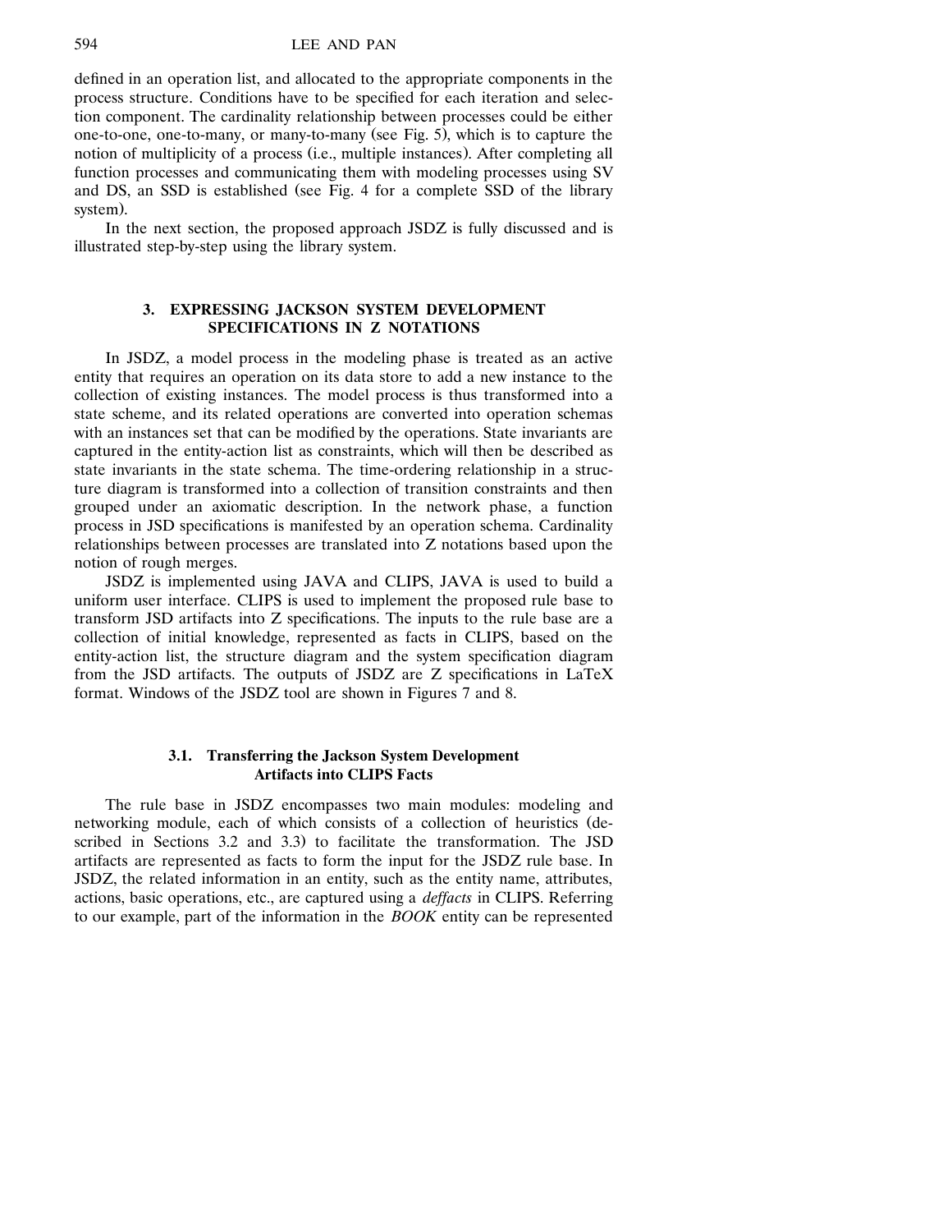defined in an operation list, and allocated to the appropriate components in the process structure. Conditions have to be specified for each iteration and selection component. The cardinality relationship between processes could be either one-to-one, one-to-many, or many-to-many (see Fig. 5), which is to capture the notion of multiplicity of a process (i.e., multiple instances). After completing all function processes and communicating them with modeling processes using SV and DS, an SSD is established (see Fig. 4 for a complete SSD of the library system).

In the next section, the proposed approach JSDZ is fully discussed and is illustrated step-by-step using the library system.

## 3. EXPRESSING JACKSON SYSTEM DEVELOPMENT SPECIFICATIONS IN Z NOTATIONS

In JSDZ, a model process in the modeling phase is treated as an active entity that requires an operation on its data store to add a new instance to the collection of existing instances. The model process is thus transformed into a state scheme, and its related operations are converted into operation schemas with an instances set that can be modified by the operations. State invariants are captured in the entity-action list as constraints, which will then be described as state invariants in the state schema. The time-ordering relationship in a structure diagram is transformed into a collection of transition constraints and then grouped under an axiomatic description. In the network phase, a function process in JSD specifications is manifested by an operation schema. Cardinality relationships between processes are translated into Z notations based upon the notion of rough merges.

JSDZ is implemented using JAVA and CLIPS, JAVA is used to build a uniform user interface. CLIPS is used to implement the proposed rule base to transform JSD artifacts into Z specifications. The inputs to the rule base are a collection of initial knowledge, represented as facts in CLIPS, based on the entity-action list, the structure diagram and the system specification diagram from the JSD artifacts. The outputs of JSDZ are Z specifications in LaTeX format. Windows of the JSDZ tool are shown in Figures 7 and 8.

### 3.1. Transferring the Jackson System Development Artifacts into CLIPS Facts

The rule base in JSDZ encompasses two main modules: modeling and networking module, each of which consists of a collection of heuristics (described in Sections 3.2 and 3.3) to facilitate the transformation. The JSD artifacts are represented as facts to form the input for the JSDZ rule base. In JSDZ, the related information in an entity, such as the entity name, attributes, actions, basic operations, etc., are captured using a *deffacts* in CLIPS. Referring to our example, part of the information in the *BOOK* entity can be represented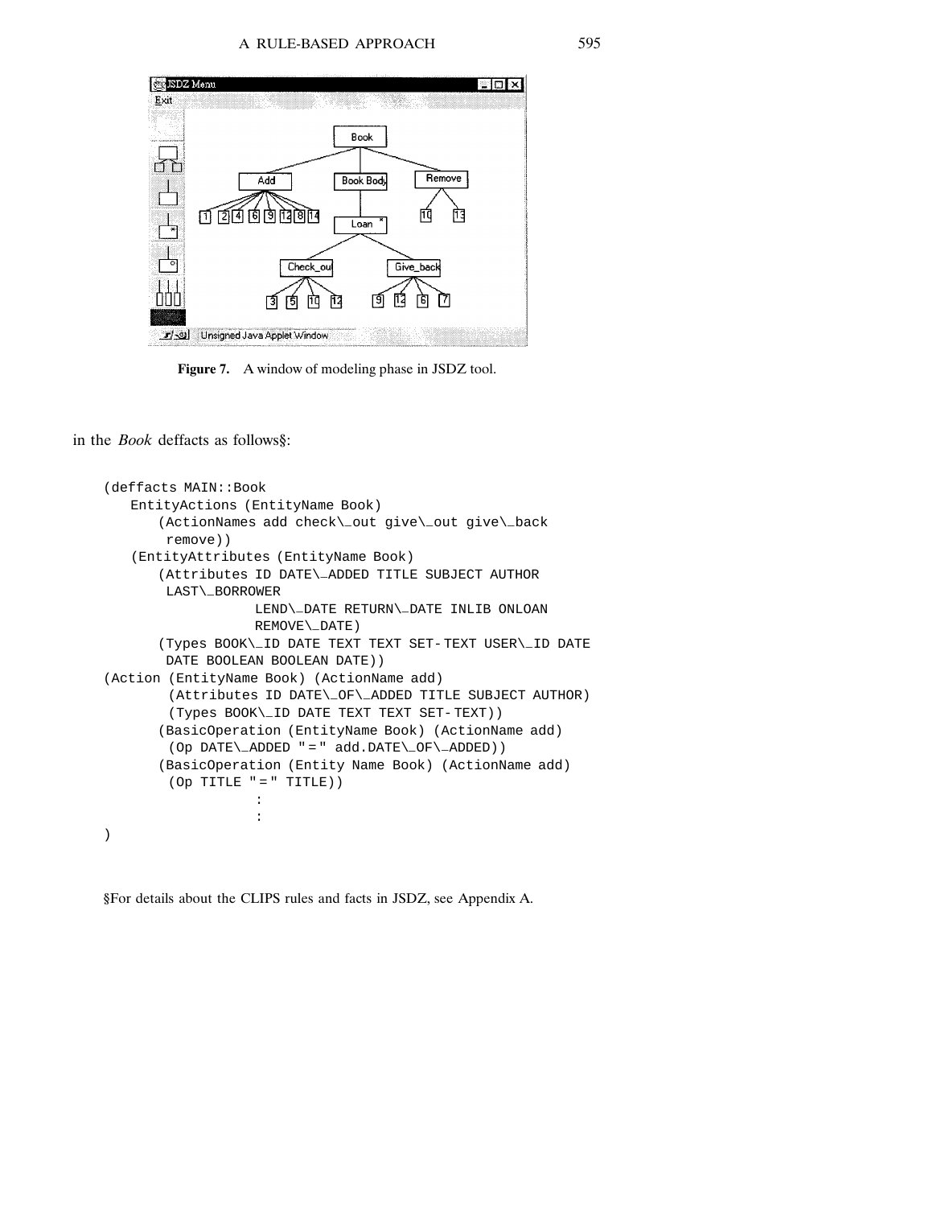Figure 7. A window of modeling phase in JSDZ tool.

in the *Book* deffacts as follows§:

```
(deffacts MAIN::Book
   EntityActions (EntityName Book)
       (ActionNames add check_out give_out give_back
        remove))
   (EntityAttributes (EntityName Book)
       (Attributes ID DATE_ADDED TITLE SUBJECT AUTHOR
        LAST_BORROWER
                   LEND_DATE RETURN_DATE INLIB ONLOAN
                   REMOVE_DATE)
       (Types BOOK_ID DATE TEXT TEXT SET-TEXT USER_ID DATE
        DATE BOOLEAN BOOLEAN DATE))
(Action (EntityName Book) (ActionName add)
        (Attributes ID DATE_OF_ADDED TITLE SUBJECT AUTHOR)
        (Types BOOK_ID DATE TEXT TEXT SET-TEXT))
       (BasicOperation (EntityName Book) (ActionName add)
        (Op DATE_ADDED "=" add.DATE_OF_ADDED))
       (BasicOperation (Entity Name Book) (ActionName add)
        (Op TITLE "=" TITLE))
                   :
                   :
)
```

§For details about the CLIPS rules and facts in JSDZ, see Appendix A.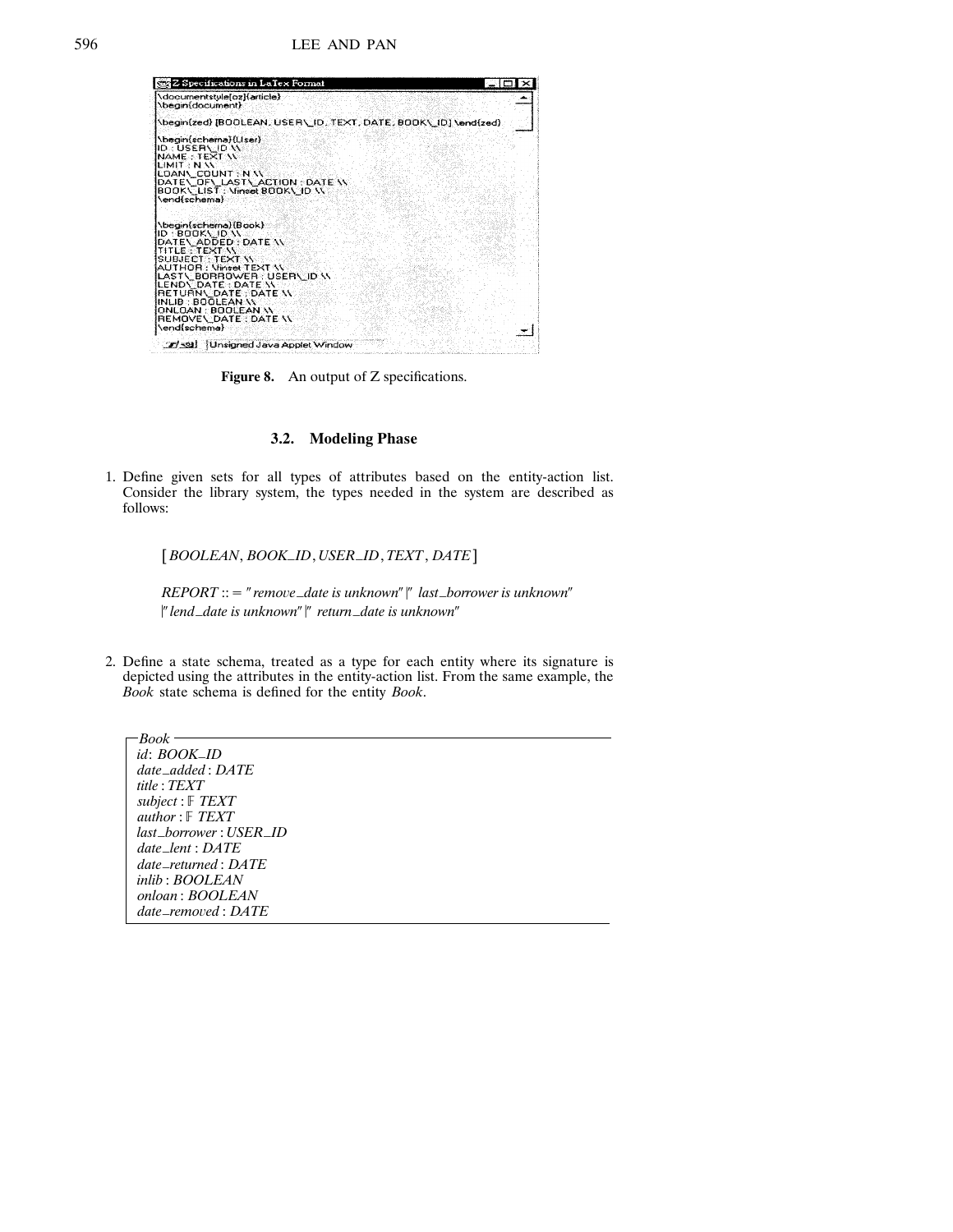Figure 8. An output of Z specifications.

### 3.2. Modeling Phase

1. Define given sets for all types of attributes based on the entity-action list. Consider the library system, the types needed in the system are described as follows:

   $[BOOLEAN, BOOK\_ID, USER\_ID, TEXT, DATE]$

   $REPORT ::= \text{"remove\_date is unknown"} \mid \text{"last\_borrower is unknown"}$
   $\mid \text{"lend\_date is unknown"} \mid \text{"return\_date is unknown"}$

2. Define a state schema, treated as a type for each entity where its signature is depicted using the attributes in the entity-action list. From the same example, the *Book* state schema is defined for the entity *Book*.

```
┌─ Book ──────────────────────────
│ id: BOOK_ID
│ date_added : DATE
│ title : TEXT
│ subject : 𝔽 TEXT
│ author : 𝔽 TEXT
│ last_borrower : USER_ID
│ date_lent : DATE
│ date_returned : DATE
│ inlib : BOOLEAN
│ onloan : BOOLEAN
│ date_removed : DATE
└─────────────────────────────────
```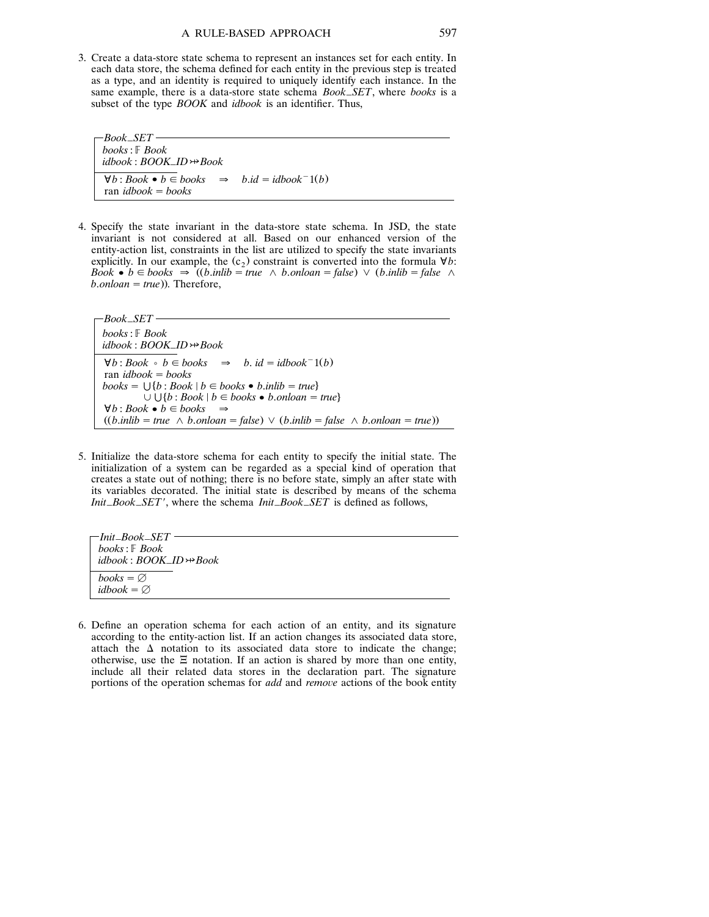3. Create a data-store state schema to represent an instances set for each entity. In each data store, the schema defined for each entity in the previous step is treated as a type, and an identity is required to uniquely identify each instance. In the same example, there is a data-store state schema *Book_SET*, where *books* is a subset of the type *BOOK* and *idbook* is an identifier. Thus,

```
┌─Book_SET ──────────────────────────────────────────
│ books : 𝔽 Book
│ idbook : BOOK_ID ⤔ Book
├────────────────────────────────────────────────────
│ ∀b : Book • b ∈ books   ⇒   b.id = idbook⁻1(b)
│ ran idbook = books
└────────────────────────────────────────────────────
```

$$
\begin{array}{l}
\textit{books} : \mathbb{F}\ \textit{Book} \\
\textit{idbook} : \textit{BOOK\_ID} \rightarrowtail\!\!\!\!\!\!\twoheadrightarrow \textit{Book} \\
\hline
\forall b : \textit{Book} \bullet b \in \textit{books} \quad \Rightarrow \quad b.\textit{id} = \textit{idbook}^{-}1(b) \\
\text{ran } \textit{idbook} = \textit{books}
\end{array}
$$

4. Specify the state invariant in the data-store state schema. In JSD, the state invariant is not considered at all. Based on our enhanced version of the entity-action list, constraints in the list are utilized to specify the state invariants explicitly. In our example, the ($c_2$) constraint is converted into the formula $\forall b$: $\textit{Book} \bullet b \in \textit{books} \Rightarrow ((b.\textit{inlib} = \textit{true} \wedge b.\textit{onloan} = \textit{false}) \vee (b.\textit{inlib} = \textit{false} \wedge b.\textit{onloan} = \textit{true}))$. Therefore,

*Book_SET*

$$
\begin{array}{l}
\textit{books} : \mathbb{F}\ \textit{Book} \\
\textit{idbook} : \textit{BOOK\_ID} \rightarrowtail\!\!\!\!\!\!\twoheadrightarrow \textit{Book} \\
\hline
\forall b : \textit{Book} \circ b \in \textit{books} \quad \Rightarrow \quad b.\ \textit{id} = \textit{idbook}^{-}1(b) \\
\text{ran } \textit{idbook} = \textit{books} \\
\textit{books} = \bigcup\{b : \textit{Book} \mid b \in \textit{books} \bullet b.\textit{inlib} = \textit{true}\} \\
\qquad\quad \cup \bigcup\{b : \textit{Book} \mid b \in \textit{books} \bullet b.\textit{onloan} = \textit{true}\} \\
\forall b : \textit{Book} \bullet b \in \textit{books} \quad \Rightarrow \\
((b.\textit{inlib} = \textit{true} \ \wedge\ b.\textit{onloan} = \textit{false}) \vee (b.\textit{inlib} = \textit{false} \ \wedge\ b.\textit{onloan} = \textit{true}))
\end{array}
$$

5. Initialize the data-store schema for each entity to specify the initial state. The initialization of a system can be regarded as a special kind of operation that creates a state out of nothing; there is no before state, simply an after state with its variables decorated. The initial state is described by means of the schema *Init_Book_SET′*, where the schema *Init_Book_SET* is defined as follows,

*Init_Book_SET*

$$
\begin{array}{l}
\textit{books} : \mathbb{F}\ \textit{Book} \\
\textit{idbook} : \textit{BOOK\_ID} \rightarrowtail\!\!\!\!\!\!\twoheadrightarrow \textit{Book} \\
\hline
\textit{books} = \varnothing \\
\textit{idbook} = \varnothing
\end{array}
$$

6. Define an operation schema for each action of an entity, and its signature according to the entity-action list. If an action changes its associated data store, attach the $\Delta$ notation to its associated data store to indicate the change; otherwise, use the $\Xi$ notation. If an action is shared by more than one entity, include all their related data stores in the declaration part. The signature portions of the operation schemas for *add* and *remove* actions of the book entity

3. Create a data-store state schema to represent an instances set for each entity. In each data store, the schema defined for each entity in the previous step is treated as a type, and an identity is required to uniquely identify each instance. In the same example, there is a data-store state schema *Book_SET*, where *books* is a subset of the type *BOOK* and *idbook* is an identifier. Thus,

*Book_SET*

$$
\begin{array}{l}
\textit{books} : \mathbb{F}\ \textit{Book} \\
\textit{idbook} : \textit{BOOK\_ID} \rightarrowtail\!\!\!\!\!\!\twoheadrightarrow \textit{Book} \\
\hline
\forall b : \textit{Book} \bullet b \in \textit{books} \quad \Rightarrow \quad b.\textit{id} = \textit{idbook}^{-}1(b) \\
\text{ran } \textit{idbook} = \textit{books}
\end{array}
$$

4. Specify the state invariant in the data-store state schema. In JSD, the state invariant is not considered at all. Based on our enhanced version of the entity-action list, constraints in the list are utilized to specify the state invariants explicitly. In our example, the ($c_2$) constraint is converted into the formula $\forall b$: $\textit{Book} \bullet b \in \textit{books} \Rightarrow ((b.\textit{inlib} = \textit{true} \wedge b.\textit{onloan} = \textit{false}) \vee (b.\textit{inlib} = \textit{false} \wedge b.\textit{onloan} = \textit{true}))$. Therefore,

*Book_SET*

$$
\begin{array}{l}
\textit{books} : \mathbb{F}\ \textit{Book} \\
\textit{idbook} : \textit{BOOK\_ID} \rightarrowtail\!\!\!\!\!\!\twoheadrightarrow \textit{Book} \\
\hline
\forall b : \textit{Book} \circ b \in \textit{books} \quad \Rightarrow \quad b.\ \textit{id} = \textit{idbook}^{-}1(b) \\
\text{ran } \textit{idbook} = \textit{books} \\
\textit{books} = \bigcup\{b : \textit{Book} \mid b \in \textit{books} \bullet b.\textit{inlib} = \textit{true}\} \\
\qquad\quad \cup \bigcup\{b : \textit{Book} \mid b \in \textit{books} \bullet b.\textit{onloan} = \textit{true}\} \\
\forall b : \textit{Book} \bullet b \in \textit{books} \quad \Rightarrow \\
((b.\textit{inlib} = \textit{true} \ \wedge\ b.\textit{onloan} = \textit{false}) \vee (b.\textit{inlib} = \textit{false} \ \wedge\ b.\textit{onloan} = \textit{true}))
\end{array}
$$

5. Initialize the data-store schema for each entity to specify the initial state. The initialization of a system can be regarded as a special kind of operation that creates a state out of nothing; there is no before state, simply an after state with its variables decorated. The initial state is described by means of the schema *Init_Book_SET′*, where the schema *Init_Book_SET* is defined as follows,

*Init_Book_SET*

$$
\begin{array}{l}
\textit{books} : \mathbb{F}\ \textit{Book} \\
\textit{idbook} : \textit{BOOK\_ID} \rightarrowtail\!\!\!\!\!\!\twoheadrightarrow \textit{Book} \\
\hline
\textit{books} = \varnothing \\
\textit{idbook} = \varnothing
\end{array}
$$

6. Define an operation schema for each action of an entity, and its signature according to the entity-action list. If an action changes its associated data store, attach the $\Delta$ notation to its associated data store to indicate the change; otherwise, use the $\Xi$ notation. If an action is shared by more than one entity, include all their related data stores in the declaration part. The signature portions of the operation schemas for *add* and *remove* actions of the book entity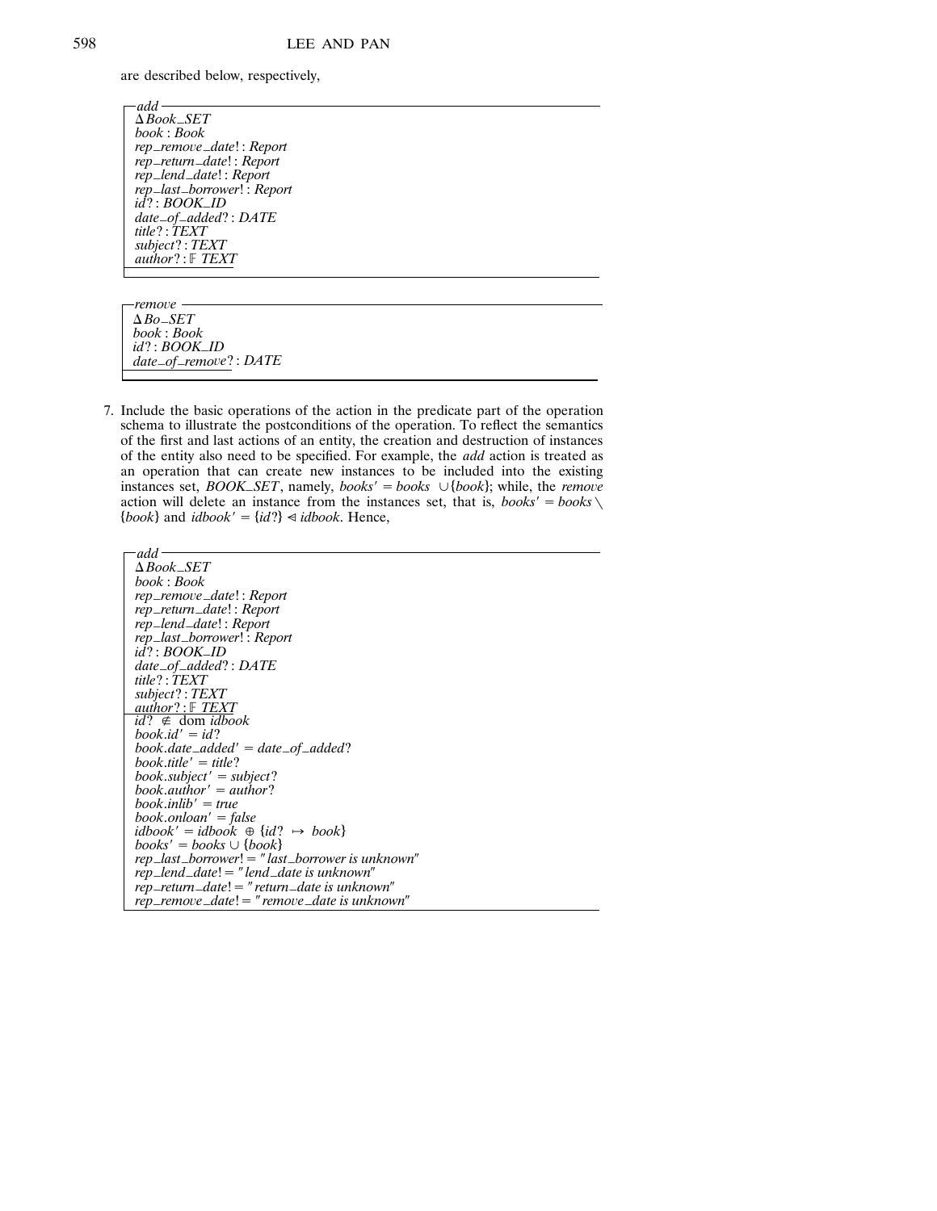are described below, respectively,

```
┌─ add ──────────────────────────────
│ ΔBook_SET
│ book : Book
│ rep_remove_date! : Report
│ rep_return_date! : Report
│ rep_lend_date! : Report
│ rep_last_borrower! : Report
│ id? : BOOK_ID
│ date_of_added? : DATE
│ title? : TEXT
│ subject? : TEXT
│ author? : 𝔽 TEXT
├────────────────────────────────────
│
└────────────────────────────────────
```

```
┌─ remove ───────────────────────────
│ ΔBo_SET
│ book : Book
│ id? : BOOK_ID
│ date_of_remove? : DATE
├────────────────────────────────────
│
└────────────────────────────────────
```

7. Include the basic operations of the action in the predicate part of the operation schema to illustrate the postconditions of the operation. To reflect the semantics of the first and last actions of an entity, the creation and destruction of instances of the entity also need to be specified. For example, the *add* action is treated as an operation that can create new instances to be included into the existing instances set, *BOOK_SET*, namely, $books' = books \cup \{book\}$; while, the *remove* action will delete an instance from the instances set, that is, $books' = books \setminus \{book\}$ and $idbook' = \{id?\} \lhd idbook$. Hence,

```
┌─ add ──────────────────────────────
│ ΔBook_SET
│ book : Book
│ rep_remove_date! : Report
│ rep_return_date! : Report
│ rep_lend_date! : Report
│ rep_last_borrower! : Report
│ id? : BOOK_ID
│ date_of_added? : DATE
│ title? : TEXT
│ subject? : TEXT
│ author? : 𝔽 TEXT
├────────────────────────────────────
│ id? ∉ dom idbook
│ book.id' = id?
│ book.date_added' = date_of_added?
│ book.title' = title?
│ book.subject' = subject?
│ book.author' = author?
│ book.inlib' = true
│ book.onloan' = false
│ idbook' = idbook ⊕ {id? ↦ book}
│ books' = books ∪ {book}
│ rep_last_borrower! = "last_borrower is unknown"
│ rep_lend_date! = "lend_date is unknown"
│ rep_return_date! = "return_date is unknown"
│ rep_remove_date! = "remove_date is unknown"
└────────────────────────────────────
```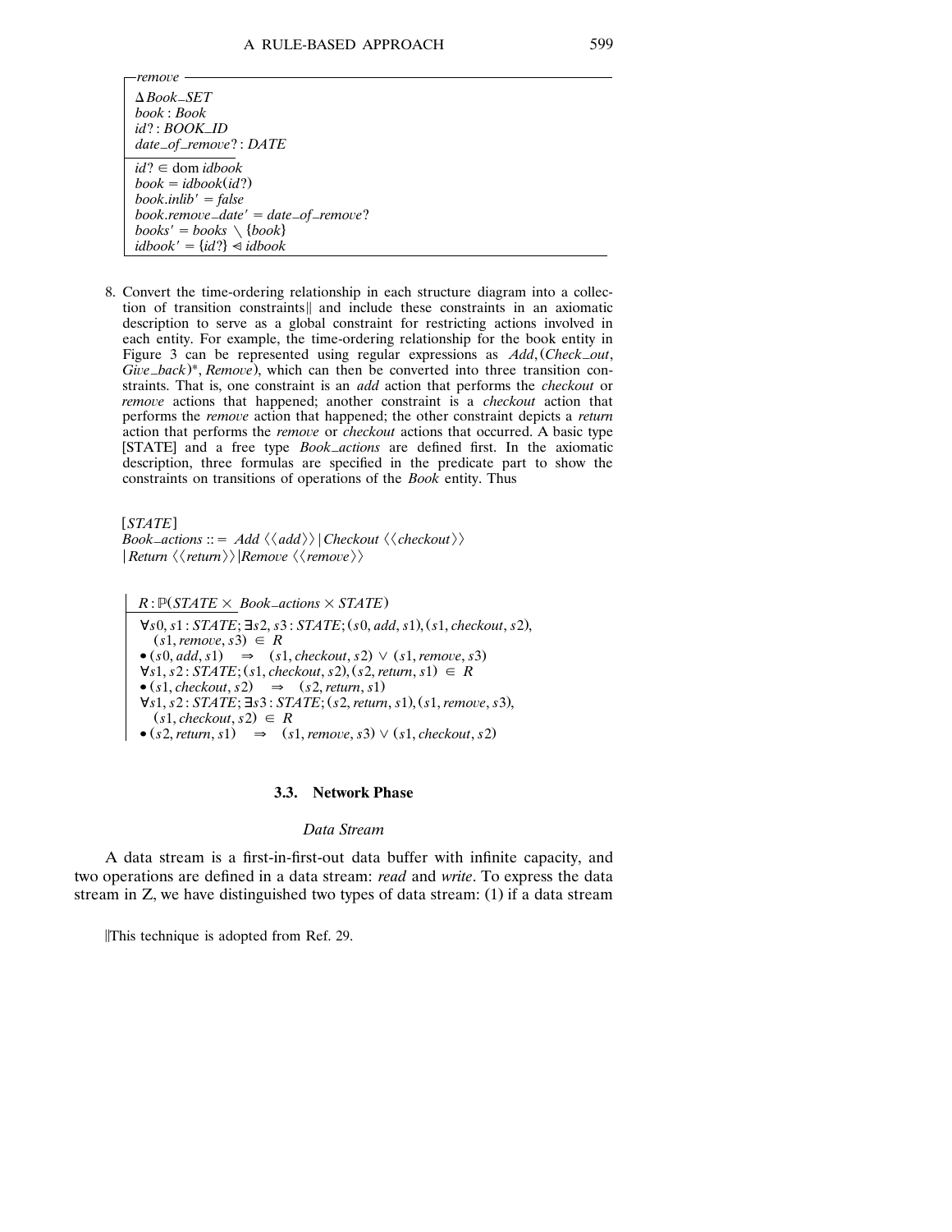```
┌─remove ────────────────────────────────────
│ ΔBook_SET
│ book : Book
│ id? : BOOK_ID
│ date_of_remove? : DATE
├────────────────────────────────────────────
│ id? ∈ dom idbook
│ book = idbook(id?)
│ book.inlib' = false
│ book.remove_date' = date_of_remove?
│ books' = books \ {book}
│ idbook' = {id?} ⩤ idbook
└────────────────────────────────────────────
```

8. Convert the time-ordering relationship in each structure diagram into a collection of transition constraints‖ and include these constraints in an axiomatic description to serve as a global constraint for restricting actions involved in each entity. For example, the time-ordering relationship for the book entity in Figure 3 can be represented using regular expressions as *Add*, (*Check_out*, *Give_back*)*, *Remove*), which can then be converted into three transition constraints. That is, one constraint is an *add* action that performs the *checkout* or *remove* actions that happened; another constraint is a *checkout* action that performs the *remove* action that happened; the other constraint depicts a *return* action that performs the *remove* or *checkout* actions that occurred. A basic type [STATE] and a free type *Book_actions* are defined first. In the axiomatic description, three formulas are specified in the predicate part to show the constraints on transitions of operations of the *Book* entity. Thus

```
[STATE]
Book_actions ::= Add ⟨⟨add⟩⟩ | Checkout ⟨⟨checkout⟩⟩
  | Return ⟨⟨return⟩⟩ | Remove ⟨⟨remove⟩⟩
```

```
│ R : ℙ(STATE × Book_actions × STATE)
├────────────────────────────────────────────
│ ∀s0, s1 : STATE; ∃s2, s3 : STATE; (s0, add, s1), (s1, checkout, s2),
│   (s1, remove, s3) ∈ R
│ • (s0, add, s1)  ⇒  (s1, checkout, s2) ∨ (s1, remove, s3)
│ ∀s1, s2 : STATE; (s1, checkout, s2), (s2, return, s1) ∈ R
│ • (s1, checkout, s2)  ⇒  (s2, return, s1)
│ ∀s1, s2 : STATE; ∃s3 : STATE; (s2, return, s1), (s1, remove, s3),
│   (s1, checkout, s2) ∈ R
│ • (s2, return, s1)  ⇒  (s1, remove, s3) ∨ (s1, checkout, s2)
```

### 3.3. Network Phase

*Data Stream*

A data stream is a first-in-first-out data buffer with infinite capacity, and two operations are defined in a data stream: *read* and *write*. To express the data stream in Z, we have distinguished two types of data stream: (1) if a data stream

‖This technique is adopted from Ref. 29.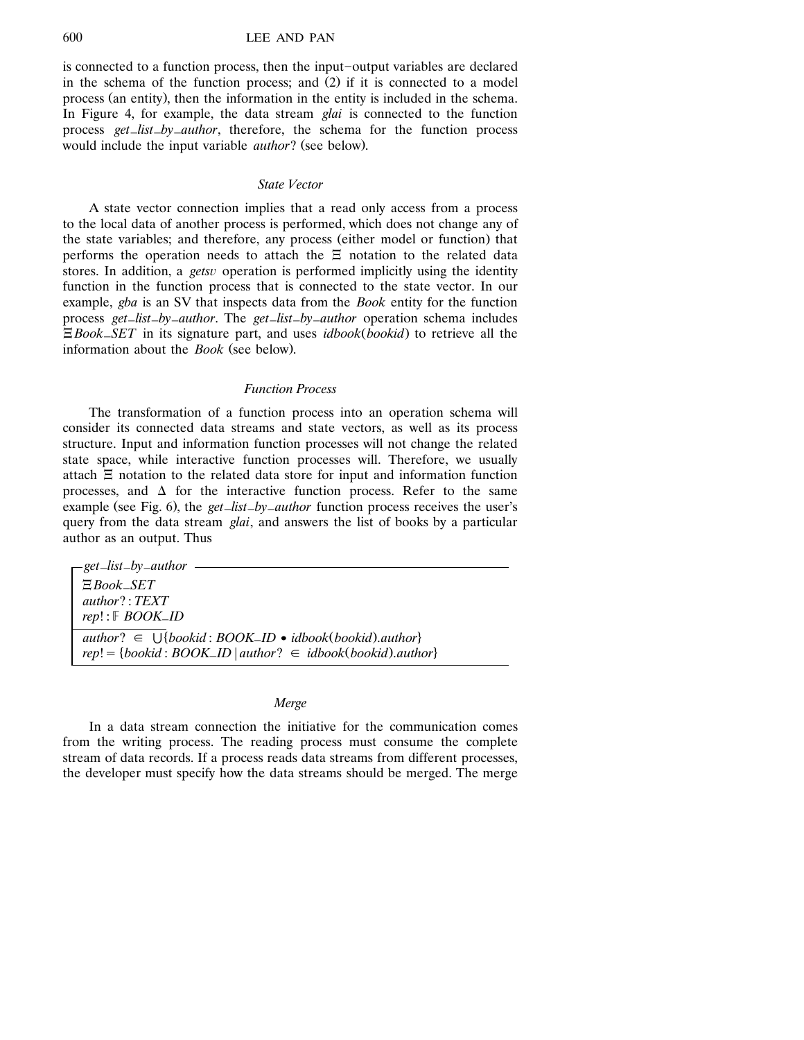is connected to a function process, then the input–output variables are declared in the schema of the function process; and (2) if it is connected to a model process (an entity), then the information in the entity is included in the schema. In Figure 4, for example, the data stream *glai* is connected to the function process *get_list_by_author*, therefore, the schema for the function process would include the input variable *author*? (see below).

### *State Vector*

A state vector connection implies that a read only access from a process to the local data of another process is performed, which does not change any of the state variables; and therefore, any process (either model or function) that performs the operation needs to attach the $\Xi$ notation to the related data stores. In addition, a *getsv* operation is performed implicitly using the identity function in the function process that is connected to the state vector. In our example, *gba* is an SV that inspects data from the *Book* entity for the function process *get_list_by_author*. The *get_list_by_author* operation schema includes $\Xi$*Book_SET* in its signature part, and uses *idbook*(*bookid*) to retrieve all the information about the *Book* (see below).

### *Function Process*

The transformation of a function process into an operation schema will consider its connected data streams and state vectors, as well as its process structure. Input and information function processes will not change the related state space, while interactive function processes will. Therefore, we usually attach $\Xi$ notation to the related data store for input and information function processes, and $\Delta$ for the interactive function process. Refer to the same example (see Fig. 6), the *get_list_by_author* function process receives the user's query from the data stream *glai*, and answers the list of books by a particular author as an output. Thus

```
┌─ get_list_by_author ──────────────────────────────────────
│ ΞBook_SET
│ author? : TEXT
│ rep! : 𝔽 BOOK_ID
├───────────────────────
│ author? ∈ ⋃{bookid : BOOK_ID • idbook(bookid).author}
│ rep! = {bookid : BOOK_ID | author? ∈ idbook(bookid).author}
└───────────────────────────────────────────────────────────
```

### *Merge*

In a data stream connection the initiative for the communication comes from the writing process. The reading process must consume the complete stream of data records. If a process reads data streams from different processes, the developer must specify how the data streams should be merged. The merge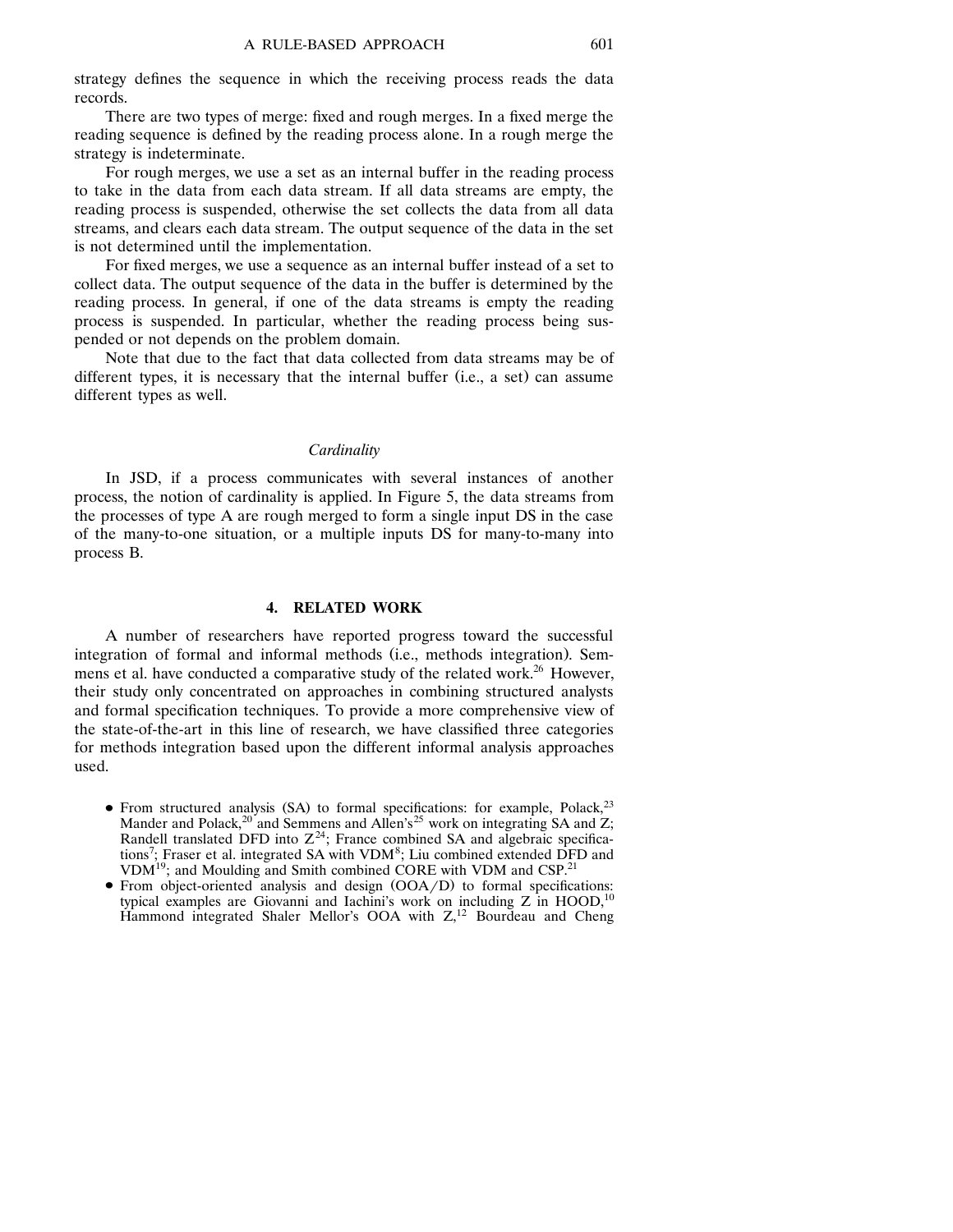strategy defines the sequence in which the receiving process reads the data records.

There are two types of merge: fixed and rough merges. In a fixed merge the reading sequence is defined by the reading process alone. In a rough merge the strategy is indeterminate.

For rough merges, we use a set as an internal buffer in the reading process to take in the data from each data stream. If all data streams are empty, the reading process is suspended, otherwise the set collects the data from all data streams, and clears each data stream. The output sequence of the data in the set is not determined until the implementation.

For fixed merges, we use a sequence as an internal buffer instead of a set to collect data. The output sequence of the data in the buffer is determined by the reading process. In general, if one of the data streams is empty the reading process is suspended. In particular, whether the reading process being suspended or not depends on the problem domain.

Note that due to the fact that data collected from data streams may be of different types, it is necessary that the internal buffer (i.e., a set) can assume different types as well.

### *Cardinality*

In JSD, if a process communicates with several instances of another process, the notion of cardinality is applied. In Figure 5, the data streams from the processes of type A are rough merged to form a single input DS in the case of the many-to-one situation, or a multiple inputs DS for many-to-many into process B.

## 4. RELATED WORK

A number of researchers have reported progress toward the successful integration of formal and informal methods (i.e., methods integration). Semmens et al. have conducted a comparative study of the related work.[26] However, their study only concentrated on approaches in combining structured analysts and formal specification techniques. To provide a more comprehensive view of the state-of-the-art in this line of research, we have classified three categories for methods integration based upon the different informal analysis approaches used.

- From structured analysis (SA) to formal specifications: for example, Polack,[23] Mander and Polack,[20] and Semmens and Allen's[25] work on integrating SA and Z; Randell translated DFD into Z[24]; France combined SA and algebraic specifications[7]; Fraser et al. integrated SA with VDM[8]; Liu combined extended DFD and VDM[19]; and Moulding and Smith combined CORE with VDM and CSP.[21]
- From object-oriented analysis and design (OOA/D) to formal specifications: typical examples are Giovanni and Iachini's work on including Z in HOOD,[10] Hammond integrated Shaler Mellor's OOA with Z,[12] Bourdeau and Cheng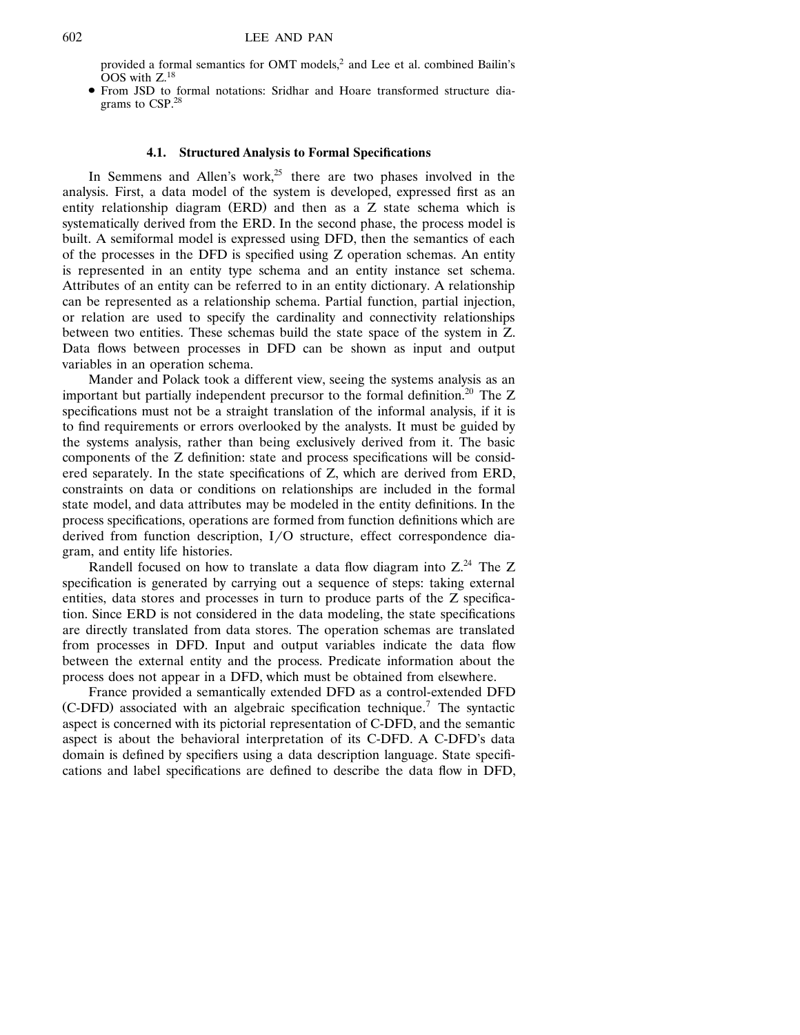provided a formal semantics for OMT models,[2] and Lee et al. combined Bailin's OOS with Z.[18]

- From JSD to formal notations: Sridhar and Hoare transformed structure diagrams to CSP.[28]

### 4.1. Structured Analysis to Formal Specifications

In Semmens and Allen's work,[25] there are two phases involved in the analysis. First, a data model of the system is developed, expressed first as an entity relationship diagram (ERD) and then as a Z state schema which is systematically derived from the ERD. In the second phase, the process model is built. A semiformal model is expressed using DFD, then the semantics of each of the processes in the DFD is specified using Z operation schemas. An entity is represented in an entity type schema and an entity instance set schema. Attributes of an entity can be referred to in an entity dictionary. A relationship can be represented as a relationship schema. Partial function, partial injection, or relation are used to specify the cardinality and connectivity relationships between two entities. These schemas build the state space of the system in Z. Data flows between processes in DFD can be shown as input and output variables in an operation schema.

Mander and Polack took a different view, seeing the systems analysis as an important but partially independent precursor to the formal definition.[20] The Z specifications must not be a straight translation of the informal analysis, if it is to find requirements or errors overlooked by the analysts. It must be guided by the systems analysis, rather than being exclusively derived from it. The basic components of the Z definition: state and process specifications will be considered separately. In the state specifications of Z, which are derived from ERD, constraints on data or conditions on relationships are included in the formal state model, and data attributes may be modeled in the entity definitions. In the process specifications, operations are formed from function definitions which are derived from function description, I/O structure, effect correspondence diagram, and entity life histories.

Randell focused on how to translate a data flow diagram into Z.[24] The Z specification is generated by carrying out a sequence of steps: taking external entities, data stores and processes in turn to produce parts of the Z specification. Since ERD is not considered in the data modeling, the state specifications are directly translated from data stores. The operation schemas are translated from processes in DFD. Input and output variables indicate the data flow between the external entity and the process. Predicate information about the process does not appear in a DFD, which must be obtained from elsewhere.

France provided a semantically extended DFD as a control-extended DFD (C-DFD) associated with an algebraic specification technique.[7] The syntactic aspect is concerned with its pictorial representation of C-DFD, and the semantic aspect is about the behavioral interpretation of its C-DFD. A C-DFD's data domain is defined by specifiers using a data description language. State specifications and label specifications are defined to describe the data flow in DFD,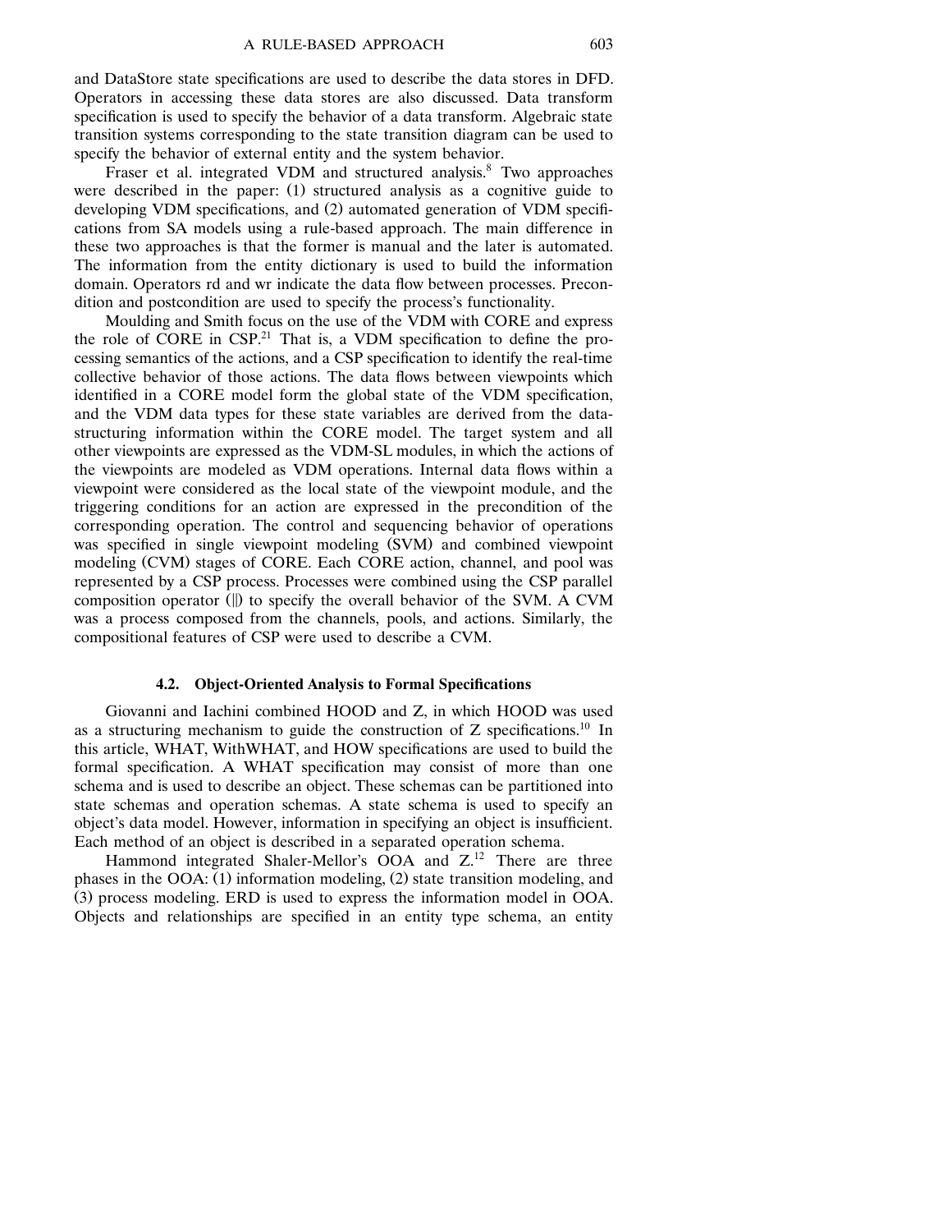and DataStore state specifications are used to describe the data stores in DFD. Operators in accessing these data stores are also discussed. Data transform specification is used to specify the behavior of a data transform. Algebraic state transition systems corresponding to the state transition diagram can be used to specify the behavior of external entity and the system behavior.

Fraser et al. integrated VDM and structured analysis.[8] Two approaches were described in the paper: (1) structured analysis as a cognitive guide to developing VDM specifications, and (2) automated generation of VDM specifications from SA models using a rule-based approach. The main difference in these two approaches is that the former is manual and the later is automated. The information from the entity dictionary is used to build the information domain. Operators rd and wr indicate the data flow between processes. Precondition and postcondition are used to specify the process's functionality.

Moulding and Smith focus on the use of the VDM with CORE and express the role of CORE in CSP.[21] That is, a VDM specification to define the processing semantics of the actions, and a CSP specification to identify the real-time collective behavior of those actions. The data flows between viewpoints which identified in a CORE model form the global state of the VDM specification, and the VDM data types for these state variables are derived from the data-structuring information within the CORE model. The target system and all other viewpoints are expressed as the VDM-SL modules, in which the actions of the viewpoints are modeled as VDM operations. Internal data flows within a viewpoint were considered as the local state of the viewpoint module, and the triggering conditions for an action are expressed in the precondition of the corresponding operation. The control and sequencing behavior of operations was specified in single viewpoint modeling (SVM) and combined viewpoint modeling (CVM) stages of CORE. Each CORE action, channel, and pool was represented by a CSP process. Processes were combined using the CSP parallel composition operator (||) to specify the overall behavior of the SVM. A CVM was a process composed from the channels, pools, and actions. Similarly, the compositional features of CSP were used to describe a CVM.

### 4.2. Object-Oriented Analysis to Formal Specifications

Giovanni and Iachini combined HOOD and Z, in which HOOD was used as a structuring mechanism to guide the construction of Z specifications.[10] In this article, WHAT, WithWHAT, and HOW specifications are used to build the formal specification. A WHAT specification may consist of more than one schema and is used to describe an object. These schemas can be partitioned into state schemas and operation schemas. A state schema is used to specify an object's data model. However, information in specifying an object is insufficient. Each method of an object is described in a separated operation schema.

Hammond integrated Shaler-Mellor's OOA and Z.[12] There are three phases in the OOA: (1) information modeling, (2) state transition modeling, and (3) process modeling. ERD is used to express the information model in OOA. Objects and relationships are specified in an entity type schema, an entity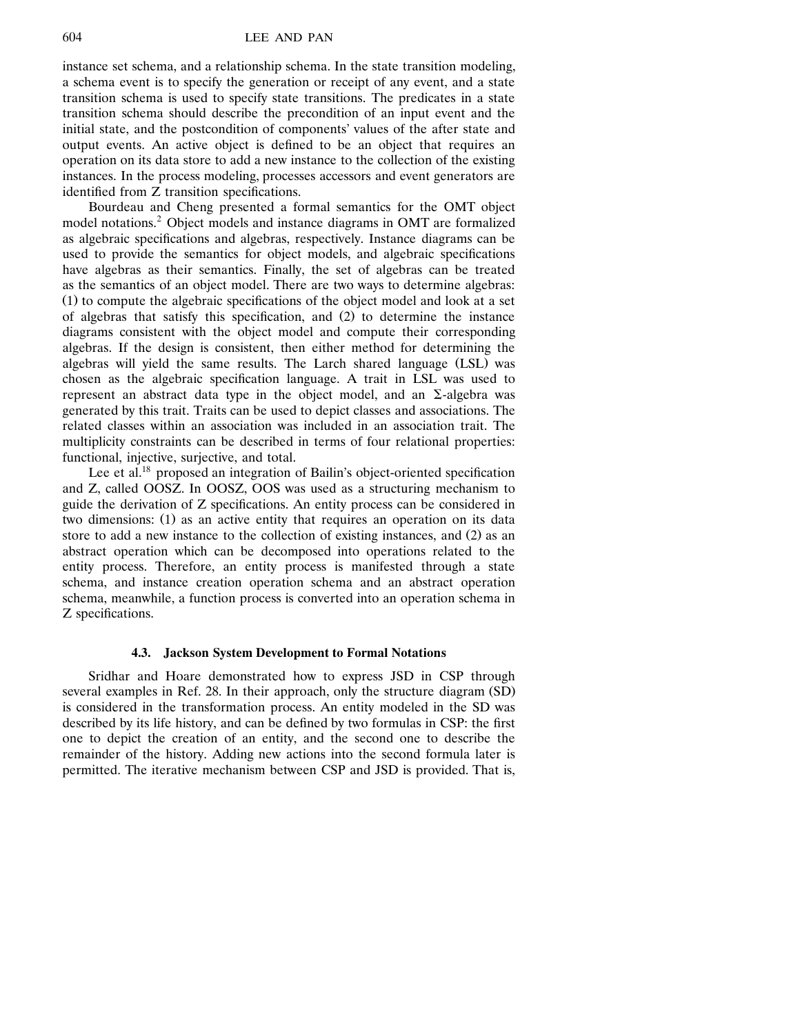instance set schema, and a relationship schema. In the state transition modeling, a schema event is to specify the generation or receipt of any event, and a state transition schema is used to specify state transitions. The predicates in a state transition schema should describe the precondition of an input event and the initial state, and the postcondition of components' values of the after state and output events. An active object is defined to be an object that requires an operation on its data store to add a new instance to the collection of the existing instances. In the process modeling, processes accessors and event generators are identified from Z transition specifications.

Bourdeau and Cheng presented a formal semantics for the OMT object model notations.[2] Object models and instance diagrams in OMT are formalized as algebraic specifications and algebras, respectively. Instance diagrams can be used to provide the semantics for object models, and algebraic specifications have algebras as their semantics. Finally, the set of algebras can be treated as the semantics of an object model. There are two ways to determine algebras: (1) to compute the algebraic specifications of the object model and look at a set of algebras that satisfy this specification, and (2) to determine the instance diagrams consistent with the object model and compute their corresponding algebras. If the design is consistent, then either method for determining the algebras will yield the same results. The Larch shared language (LSL) was chosen as the algebraic specification language. A trait in LSL was used to represent an abstract data type in the object model, and an $\Sigma$-algebra was generated by this trait. Traits can be used to depict classes and associations. The related classes within an association was included in an association trait. The multiplicity constraints can be described in terms of four relational properties: functional, injective, surjective, and total.

Lee et al.[18] proposed an integration of Bailin's object-oriented specification and Z, called OOSZ. In OOSZ, OOS was used as a structuring mechanism to guide the derivation of Z specifications. An entity process can be considered in two dimensions: (1) as an active entity that requires an operation on its data store to add a new instance to the collection of existing instances, and (2) as an abstract operation which can be decomposed into operations related to the entity process. Therefore, an entity process is manifested through a state schema, and instance creation operation schema and an abstract operation schema, meanwhile, a function process is converted into an operation schema in Z specifications.

### 4.3. Jackson System Development to Formal Notations

Sridhar and Hoare demonstrated how to express JSD in CSP through several examples in Ref. 28. In their approach, only the structure diagram (SD) is considered in the transformation process. An entity modeled in the SD was described by its life history, and can be defined by two formulas in CSP: the first one to depict the creation of an entity, and the second one to describe the remainder of the history. Adding new actions into the second formula later is permitted. The iterative mechanism between CSP and JSD is provided. That is,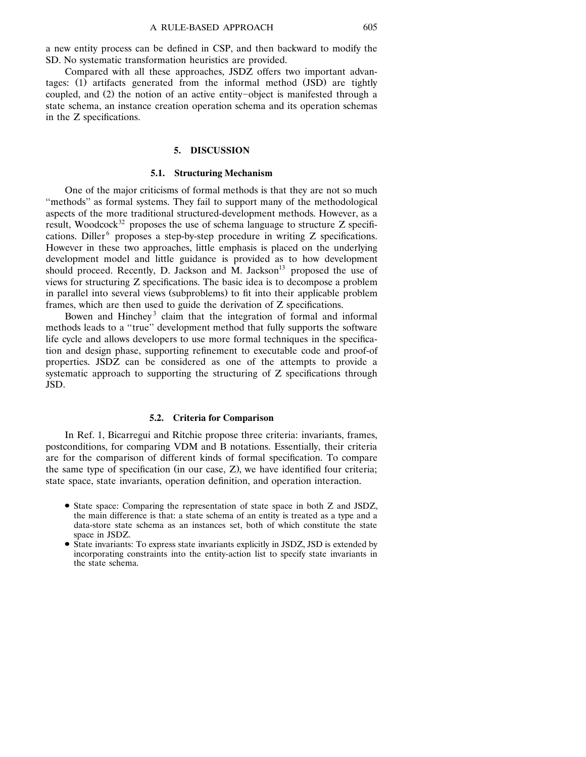a new entity process can be defined in CSP, and then backward to modify the SD. No systematic transformation heuristics are provided.

Compared with all these approaches, JSDZ offers two important advantages: (1) artifacts generated from the informal method (JSD) are tightly coupled, and (2) the notion of an active entity–object is manifested through a state schema, an instance creation operation schema and its operation schemas in the Z specifications.

## 5. DISCUSSION

### 5.1. Structuring Mechanism

One of the major criticisms of formal methods is that they are not so much "methods" as formal systems. They fail to support many of the methodological aspects of the more traditional structured-development methods. However, as a result, Woodcock[32] proposes the use of schema language to structure Z specifications. Diller[6] proposes a step-by-step procedure in writing Z specifications. However in these two approaches, little emphasis is placed on the underlying development model and little guidance is provided as to how development should proceed. Recently, D. Jackson and M. Jackson[13] proposed the use of views for structuring Z specifications. The basic idea is to decompose a problem in parallel into several views (subproblems) to fit into their applicable problem frames, which are then used to guide the derivation of Z specifications.

Bowen and Hinchey[3] claim that the integration of formal and informal methods leads to a "true" development method that fully supports the software life cycle and allows developers to use more formal techniques in the specification and design phase, supporting refinement to executable code and proof-of properties. JSDZ can be considered as one of the attempts to provide a systematic approach to supporting the structuring of Z specifications through JSD.

### 5.2. Criteria for Comparison

In Ref. 1, Bicarregui and Ritchie propose three criteria: invariants, frames, postconditions, for comparing VDM and B notations. Essentially, their criteria are for the comparison of different kinds of formal specification. To compare the same type of specification (in our case, Z), we have identified four criteria; state space, state invariants, operation definition, and operation interaction.

- State space: Comparing the representation of state space in both Z and JSDZ, the main difference is that: a state schema of an entity is treated as a type and a data-store state schema as an instances set, both of which constitute the state space in JSDZ.
- State invariants: To express state invariants explicitly in JSDZ, JSD is extended by incorporating constraints into the entity-action list to specify state invariants in the state schema.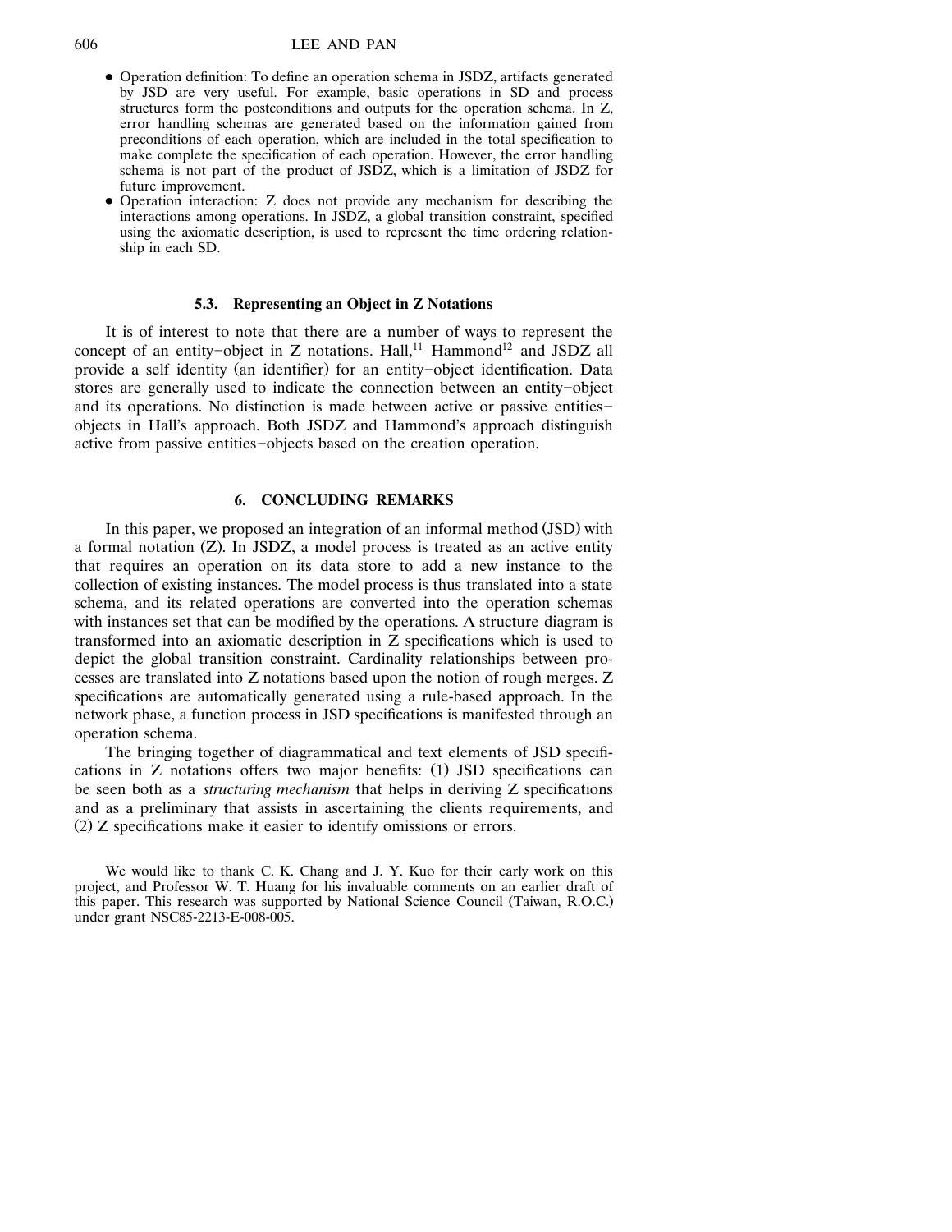- Operation definition: To define an operation schema in JSDZ, artifacts generated by JSD are very useful. For example, basic operations in SD and process structures form the postconditions and outputs for the operation schema. In Z, error handling schemas are generated based on the information gained from preconditions of each operation, which are included in the total specification to make complete the specification of each operation. However, the error handling schema is not part of the product of JSDZ, which is a limitation of JSDZ for future improvement.
- Operation interaction: Z does not provide any mechanism for describing the interactions among operations. In JSDZ, a global transition constraint, specified using the axiomatic description, is used to represent the time ordering relationship in each SD.

### 5.3. Representing an Object in Z Notations

It is of interest to note that there are a number of ways to represent the concept of an entity–object in Z notations. Hall,[11] Hammond[12] and JSDZ all provide a self identity (an identifier) for an entity–object identification. Data stores are generally used to indicate the connection between an entity–object and its operations. No distinction is made between active or passive entities–objects in Hall's approach. Both JSDZ and Hammond's approach distinguish active from passive entities–objects based on the creation operation.

## 6. CONCLUDING REMARKS

In this paper, we proposed an integration of an informal method (JSD) with a formal notation (Z). In JSDZ, a model process is treated as an active entity that requires an operation on its data store to add a new instance to the collection of existing instances. The model process is thus translated into a state schema, and its related operations are converted into the operation schemas with instances set that can be modified by the operations. A structure diagram is transformed into an axiomatic description in Z specifications which is used to depict the global transition constraint. Cardinality relationships between processes are translated into Z notations based upon the notion of rough merges. Z specifications are automatically generated using a rule-based approach. In the network phase, a function process in JSD specifications is manifested through an operation schema.

The bringing together of diagrammatical and text elements of JSD specifications in Z notations offers two major benefits: (1) JSD specifications can be seen both as a *structuring mechanism* that helps in deriving Z specifications and as a preliminary that assists in ascertaining the clients requirements, and (2) Z specifications make it easier to identify omissions or errors.

We would like to thank C. K. Chang and J. Y. Kuo for their early work on this project, and Professor W. T. Huang for his invaluable comments on an earlier draft of this paper. This research was supported by National Science Council (Taiwan, R.O.C.) under grant NSC85-2213-E-008-005.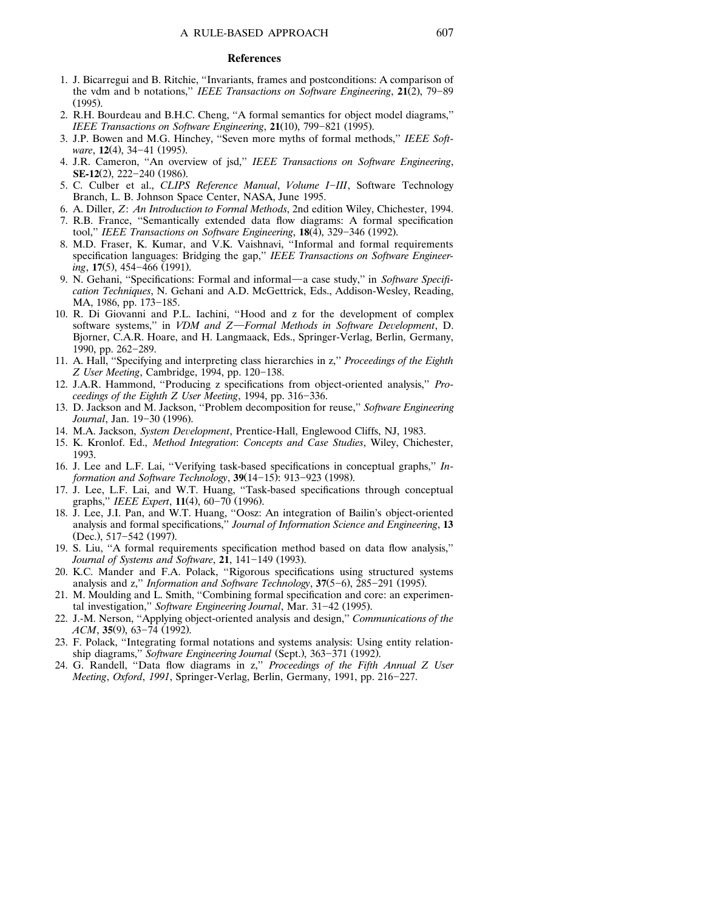## References

1. J. Bicarregui and B. Ritchie, "Invariants, frames and postconditions: A comparison of the vdm and b notations," *IEEE Transactions on Software Engineering*, **21**(2), 79–89 (1995).
2. R.H. Bourdeau and B.H.C. Cheng, "A formal semantics for object model diagrams," *IEEE Transactions on Software Engineering*, **21**(10), 799–821 (1995).
3. J.P. Bowen and M.G. Hinchey, "Seven more myths of formal methods," *IEEE Software*, **12**(4), 34–41 (1995).
4. J.R. Cameron, "An overview of jsd," *IEEE Transactions on Software Engineering*, **SE-12**(2), 222–240 (1986).
5. C. Culber et al., *CLIPS Reference Manual*, *Volume I–III*, Software Technology Branch, L. B. Johnson Space Center, NASA, June 1995.
6. A. Diller, *Z*: *An Introduction to Formal Methods*, 2nd edition Wiley, Chichester, 1994.
7. R.B. France, "Semantically extended data flow diagrams: A formal specification tool," *IEEE Transactions on Software Engineering*, **18**(4), 329–346 (1992).
8. M.D. Fraser, K. Kumar, and V.K. Vaishnavi, "Informal and formal requirements specification languages: Bridging the gap," *IEEE Transactions on Software Engineering*, **17**(5), 454–466 (1991).
9. N. Gehani, "Specifications: Formal and informal—a case study," in *Software Specification Techniques*, N. Gehani and A.D. McGettrick, Eds., Addison-Wesley, Reading, MA, 1986, pp. 173–185.
10. R. Di Giovanni and P.L. Iachini, "Hood and z for the development of complex software systems," in *VDM and Z—Formal Methods in Software Development*, D. Bjorner, C.A.R. Hoare, and H. Langmaack, Eds., Springer-Verlag, Berlin, Germany, 1990, pp. 262–289.
11. A. Hall, "Specifying and interpreting class hierarchies in z," *Proceedings of the Eighth Z User Meeting*, Cambridge, 1994, pp. 120–138.
12. J.A.R. Hammond, "Producing z specifications from object-oriented analysis," *Proceedings of the Eighth Z User Meeting*, 1994, pp. 316–336.
13. D. Jackson and M. Jackson, "Problem decomposition for reuse," *Software Engineering Journal*, Jan. 19–30 (1996).
14. M.A. Jackson, *System Development*, Prentice-Hall, Englewood Cliffs, NJ, 1983.
15. K. Kronlof. Ed., *Method Integration*: *Concepts and Case Studies*, Wiley, Chichester, 1993.
16. J. Lee and L.F. Lai, "Verifying task-based specifications in conceptual graphs," *Information and Software Technology*, **39**(14–15): 913–923 (1998).
17. J. Lee, L.F. Lai, and W.T. Huang, "Task-based specifications through conceptual graphs," *IEEE Expert*, **11**(4), 60–70 (1996).
18. J. Lee, J.I. Pan, and W.T. Huang, "Oosz: An integration of Bailin's object-oriented analysis and formal specifications," *Journal of Information Science and Engineering*, **13** (Dec.), 517–542 (1997).
19. S. Liu, "A formal requirements specification method based on data flow analysis," *Journal of Systems and Software*, **21**, 141–149 (1993).
20. K.C. Mander and F.A. Polack, "Rigorous specifications using structured systems analysis and z," *Information and Software Technology*, **37**(5–6), 285–291 (1995).
21. M. Moulding and L. Smith, "Combining formal specification and core: an experimental investigation," *Software Engineering Journal*, Mar. 31–42 (1995).
22. J.-M. Nerson, "Applying object-oriented analysis and design," *Communications of the ACM*, **35**(9), 63–74 (1992).
23. F. Polack, "Integrating formal notations and systems analysis: Using entity relationship diagrams," *Software Engineering Journal* (Sept.), 363–371 (1992).
24. G. Randell, "Data flow diagrams in z," *Proceedings of the Fifth Annual Z User Meeting*, *Oxford*, *1991*, Springer-Verlag, Berlin, Germany, 1991, pp. 216–227.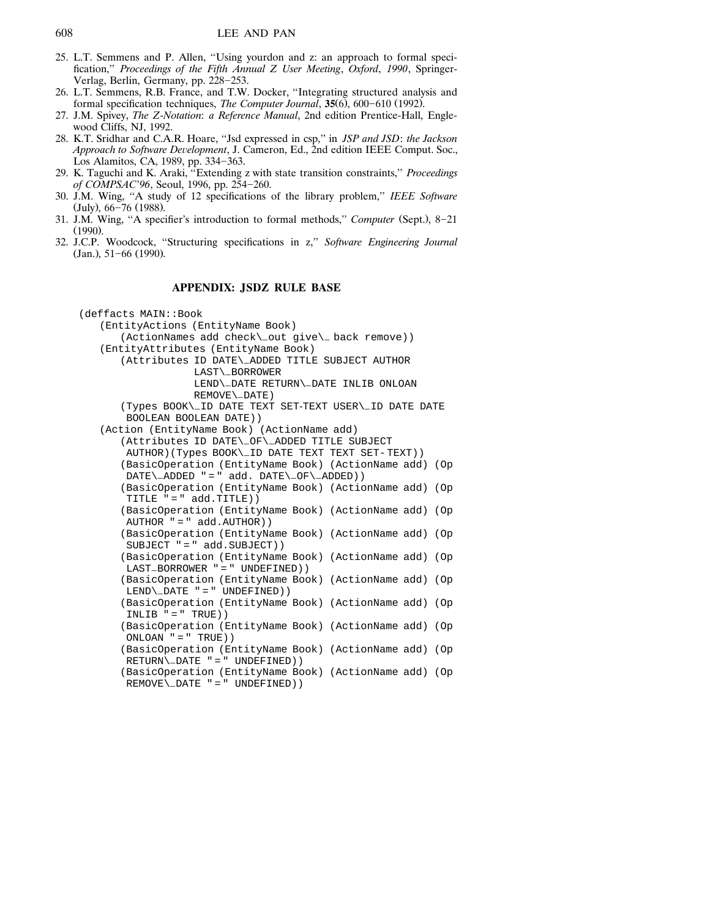25. L.T. Semmens and P. Allen, "Using yourdon and z: an approach to formal specification," *Proceedings of the Fifth Annual Z User Meeting*, *Oxford*, *1990*, Springer-Verlag, Berlin, Germany, pp. 228–253.
26. L.T. Semmens, R.B. France, and T.W. Docker, "Integrating structured analysis and formal specification techniques, *The Computer Journal*, **35**(6), 600–610 (1992).
27. J.M. Spivey, *The Z-Notation*: *a Reference Manual*, 2nd edition Prentice-Hall, Englewood Cliffs, NJ, 1992.
28. K.T. Sridhar and C.A.R. Hoare, "Jsd expressed in csp," in *JSP and JSD*: *the Jackson Approach to Software Development*, J. Cameron, Ed., 2nd edition IEEE Comput. Soc., Los Alamitos, CA, 1989, pp. 334–363.
29. K. Taguchi and K. Araki, "Extending z with state transition constraints," *Proceedings of COMPSAC'96*, Seoul, 1996, pp. 254–260.
30. J.M. Wing, "A study of 12 specifications of the library problem," *IEEE Software* (July), 66–76 (1988).
31. J.M. Wing, "A specifier's introduction to formal methods," *Computer* (Sept.), 8–21 (1990).
32. J.C.P. Woodcock, "Structuring specifications in z," *Software Engineering Journal* (Jan.), 51–66 (1990).

## APPENDIX: JSDZ RULE BASE

```
(deffacts MAIN::Book
   (EntityActions (EntityName Book)
      (ActionNames add check\_out give\_ back remove))
   (EntityAttributes (EntityName Book)
      (Attributes ID DATE\_ADDED TITLE SUBJECT AUTHOR
                 LAST\_BORROWER
                 LEND\_DATE RETURN\_DATE INLIB ONLOAN
                 REMOVE\_DATE)
      (Types BOOK\_ID DATE TEXT SET-TEXT USER\_ID DATE DATE
       BOOLEAN BOOLEAN DATE))
   (Action (EntityName Book) (ActionName add)
      (Attributes ID DATE\_OF\_ADDED TITLE SUBJECT
       AUTHOR)(Types BOOK\_ID DATE TEXT TEXT SET-TEXT))
      (BasicOperation (EntityName Book) (ActionName add) (Op
       DATE\_ADDED "=" add. DATE\_OF\_ADDED))
      (BasicOperation (EntityName Book) (ActionName add) (Op
       TITLE "=" add.TITLE))
      (BasicOperation (EntityName Book) (ActionName add) (Op
       AUTHOR "=" add.AUTHOR))
      (BasicOperation (EntityName Book) (ActionName add) (Op
       SUBJECT "=" add.SUBJECT))
      (BasicOperation (EntityName Book) (ActionName add) (Op
       LAST_BORROWER "=" UNDEFINED))
      (BasicOperation (EntityName Book) (ActionName add) (Op
       LEND\_DATE "=" UNDEFINED))
      (BasicOperation (EntityName Book) (ActionName add) (Op
       INLIB "=" TRUE))
      (BasicOperation (EntityName Book) (ActionName add) (Op
       ONLOAN "=" TRUE))
      (BasicOperation (EntityName Book) (ActionName add) (Op
       RETURN\_DATE "=" UNDEFINED))
      (BasicOperation (EntityName Book) (ActionName add) (Op
       REMOVE\_DATE "=" UNDEFINED))
```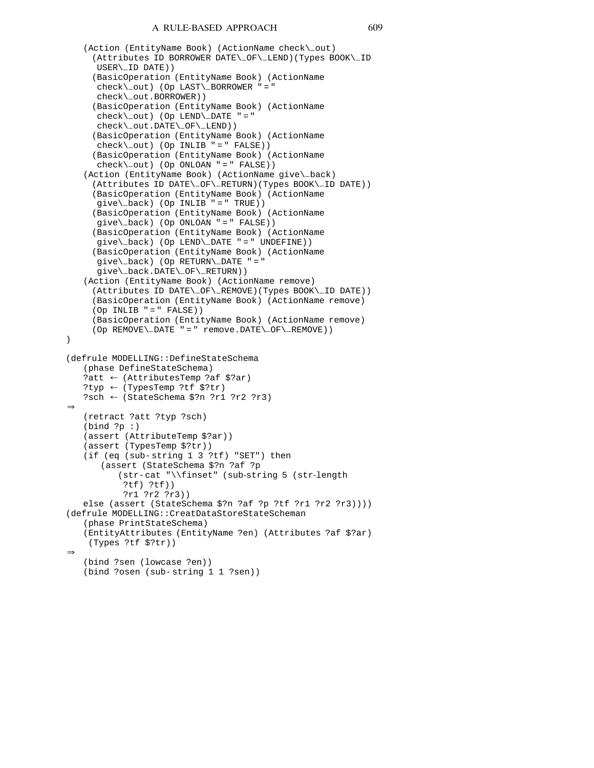```
    (Action (EntityName Book) (ActionName check\_out)
      (Attributes ID BORROWER DATE\_OF\_LEND)(Types BOOK\_ID
       USER\_ID DATE))
      (BasicOperation (EntityName Book) (ActionName
       check\_out) (Op LAST\_BORROWER "=" 
       check\_out.BORROWER))
      (BasicOperation (EntityName Book) (ActionName
       check\_out) (Op LEND\_DATE "=" 
       check\_out.DATE\_OF\_LEND))
      (BasicOperation (EntityName Book) (ActionName
       check\_out) (Op INLIB "=" FALSE))
      (BasicOperation (EntityName Book) (ActionName
       check\_out) (Op ONLOAN "=" FALSE))
    (Action (EntityName Book) (ActionName give\_back)
      (Attributes ID DATE\_OF\_RETURN)(Types BOOK\_ID DATE))
      (BasicOperation (EntityName Book) (ActionName
       give\_back) (Op INLIB "=" TRUE))
      (BasicOperation (EntityName Book) (ActionName
       give\_back) (Op ONLOAN "=" FALSE))
      (BasicOperation (EntityName Book) (ActionName
       give\_back) (Op LEND\_DATE "=" UNDEFINE))
      (BasicOperation (EntityName Book) (ActionName
       give\_back) (Op RETURN\_DATE "=" 
       give\_back.DATE\_OF\_RETURN))
    (Action (EntityName Book) (ActionName remove)
      (Attributes ID DATE\_OF\_REMOVE)(Types BOOK\_ID DATE))
      (BasicOperation (EntityName Book) (ActionName remove)
      (Op INLIB "=" FALSE))
      (BasicOperation (EntityName Book) (ActionName remove)
      (Op REMOVE\_DATE "=" remove.DATE\_OF\_REMOVE))
)

(defrule MODELLING::DefineStateSchema
    (phase DefineStateSchema)
    ?att ← (AttributesTemp ?af $?ar)
    ?typ ← (TypesTemp ?tf $?tr)
    ?sch ← (StateSchema $?n ?r1 ?r2 ?r3)
⇒
    (retract ?att ?typ ?sch)
    (bind ?p :)
    (assert (AttributeTemp $?ar))
    (assert (TypesTemp $?tr))
    (if (eq (sub-string 1 3 ?tf) "SET") then
       (assert (StateSchema $?n ?af ?p
           (str-cat "\\finset" (sub-string 5 (str-length
            ?tf) ?tf))
            ?r1 ?r2 ?r3))
    else (assert (StateSchema $?n ?af ?p ?tf ?r1 ?r2 ?r3))))
(defrule MODELLING::CreatDataStoreStateScheman
    (phase PrintStateSchema)
    (EntityAttributes (EntityName ?en) (Attributes ?af $?ar)
     (Types ?tf $?tr))
⇒
    (bind ?sen (lowcase ?en))
    (bind ?osen (sub-string 1 1 ?sen))
```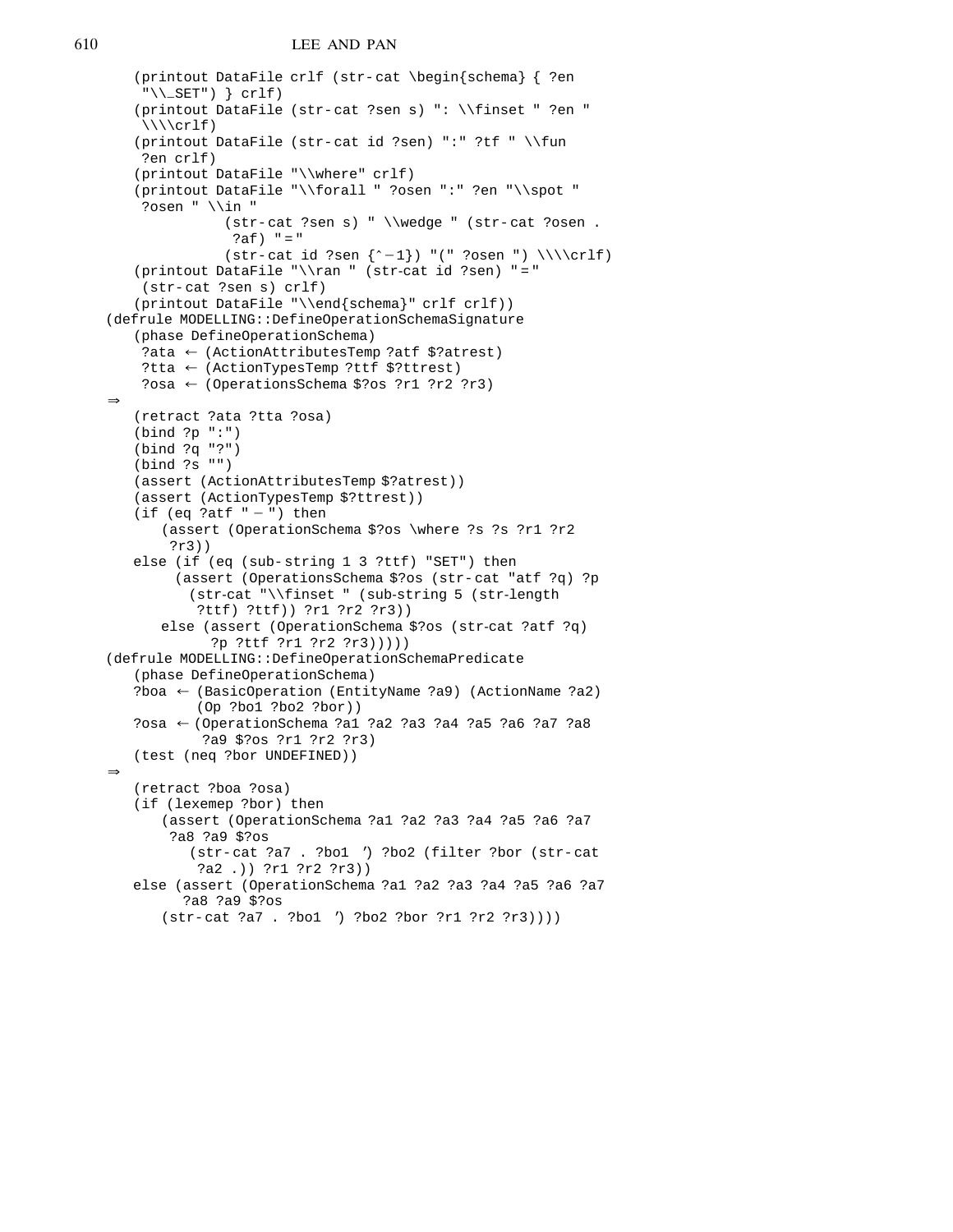```
    (printout DataFile crlf (str-cat \begin{schema} { ?en
     "\\_SET") } crlf)
    (printout DataFile (str-cat ?sen s) ": \\finset " ?en "
     \\\\crlf)
    (printout DataFile (str-cat id ?sen) ":" ?tf " \\fun
     ?en crlf)
    (printout DataFile "\\where" crlf)
    (printout DataFile "\\forall " ?osen ":" ?en "\\spot "
     ?osen " \\in "
              (str-cat ?sen s) " \\wedge " (str-cat ?osen .
               ?af) "="
              (str-cat id ?sen {^-1}) "(" ?osen ") \\\\crlf)
    (printout DataFile "\\ran " (str-cat id ?sen) "="
     (str-cat ?sen s) crlf)
    (printout DataFile "\\end{schema}" crlf crlf))
(defrule MODELLING::DefineOperationSchemaSignature
    (phase DefineOperationSchema)
     ?ata ← (ActionAttributesTemp ?atf $?atrest)
     ?tta ← (ActionTypesTemp ?ttf $?ttrest)
     ?osa ← (OperationsSchema $?os ?r1 ?r2 ?r3)
⇒
    (retract ?ata ?tta ?osa)
    (bind ?p ":")
    (bind ?q "?")
    (bind ?s "")
    (assert (ActionAttributesTemp $?atrest))
    (assert (ActionTypesTemp $?ttrest))
    (if (eq ?atf " - ") then
       (assert (OperationSchema $?os \where ?s ?s ?r1 ?r2
        ?r3))
    else (if (eq (sub-string 1 3 ?ttf) "SET") then
         (assert (OperationsSchema $?os (str-cat "atf ?q) ?p
           (str-cat "\\finset " (sub-string 5 (str-length
            ?ttf) ?ttf)) ?r1 ?r2 ?r3))
       else (assert (OperationSchema $?os (str-cat ?atf ?q)
             ?p ?ttf ?r1 ?r2 ?r3)))))
(defrule MODELLING::DefineOperationSchemaPredicate
    (phase DefineOperationSchema)
    ?boa ← (BasicOperation (EntityName ?a9) (ActionName ?a2)
           (Op ?bo1 ?bo2 ?bor))
    ?osa ← (OperationSchema ?a1 ?a2 ?a3 ?a4 ?a5 ?a6 ?a7 ?a8
            ?a9 $?os ?r1 ?r2 ?r3)
    (test (neq ?bor UNDEFINED))
⇒
    (retract ?boa ?osa)
    (if (lexemep ?bor) then
       (assert (OperationSchema ?a1 ?a2 ?a3 ?a4 ?a5 ?a6 ?a7
        ?a8 ?a9 $?os
          (str-cat ?a7 . ?bo1 ′) ?bo2 (filter ?bor (str-cat
           ?a2 .)) ?r1 ?r2 ?r3))
    else (assert (OperationSchema ?a1 ?a2 ?a3 ?a4 ?a5 ?a6 ?a7
          ?a8 ?a9 $?os
       (str-cat ?a7 . ?bo1 ′) ?bo2 ?bor ?r1 ?r2 ?r3))))
```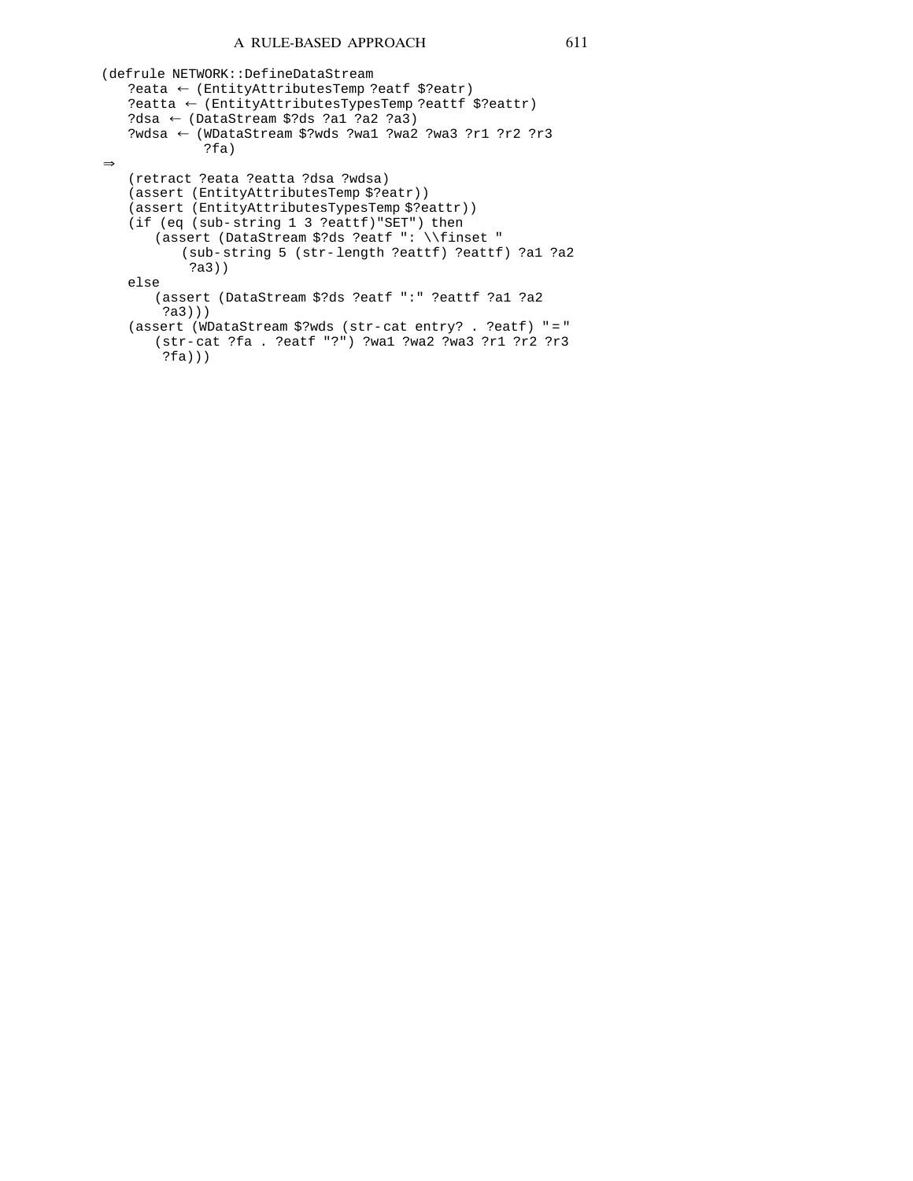```
(defrule NETWORK::DefineDataStream
   ?eata ← (EntityAttributesTemp ?eatf $?eatr)
   ?eatta ← (EntityAttributesTypesTemp ?eattf $?eattr)
   ?dsa ← (DataStream $?ds ?a1 ?a2 ?a3)
   ?wdsa ← (WDataStream $?wds ?wa1 ?wa2 ?wa3 ?r1 ?r2 ?r3
            ?fa)
⇒
   (retract ?eata ?eatta ?dsa ?wdsa)
   (assert (EntityAttributesTemp $?eatr))
   (assert (EntityAttributesTypesTemp $?eattr))
   (if (eq (sub-string 1 3 ?eattf)"SET") then
      (assert (DataStream $?ds ?eatf ": \\finset "
         (sub-string 5 (str-length ?eattf) ?eattf) ?a1 ?a2
          ?a3))
   else
      (assert (DataStream $?ds ?eatf ":" ?eattf ?a1 ?a2
       ?a3)))
   (assert (WDataStream $?wds (str-cat entry? . ?eatf) "="
      (str-cat ?fa . ?eatf "?") ?wa1 ?wa2 ?wa3 ?r1 ?r2 ?r3
       ?fa)))
```